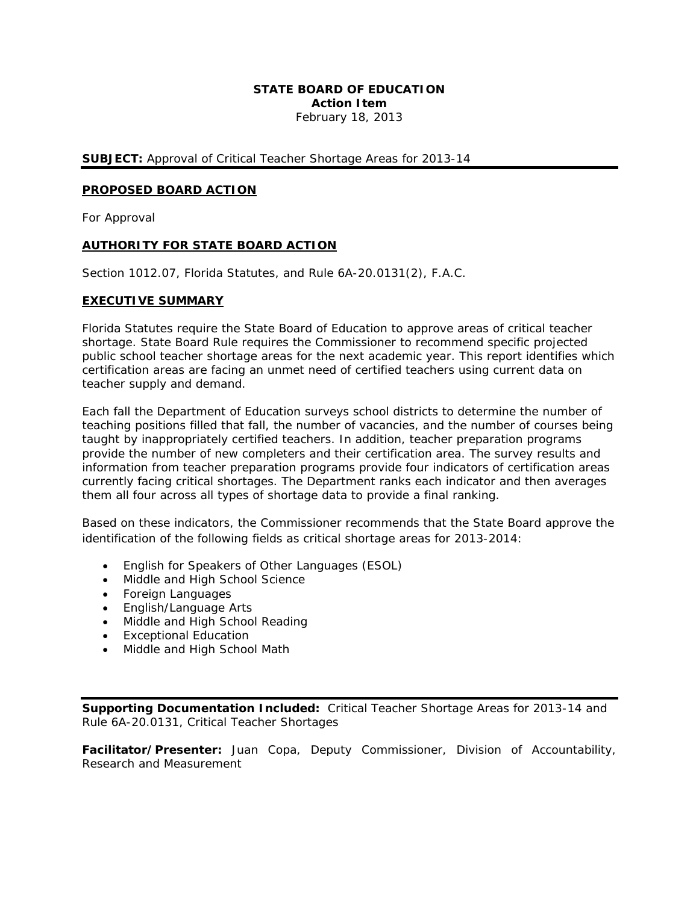**STATE BOARD OF EDUCATION**
**Action Item**
February 18, 2013

**SUBJECT:** Approval of Critical Teacher Shortage Areas for 2013-14

---

## PROPOSED BOARD ACTION

For Approval

## AUTHORITY FOR STATE BOARD ACTION

Section 1012.07, Florida Statutes, and Rule 6A-20.0131(2), F.A.C.

## EXECUTIVE SUMMARY

Florida Statutes require the State Board of Education to approve areas of critical teacher shortage. State Board Rule requires the Commissioner to recommend specific projected public school teacher shortage areas for the next academic year. This report identifies which certification areas are facing an unmet need of certified teachers using current data on teacher supply and demand.

Each fall the Department of Education surveys school districts to determine the number of teaching positions filled that fall, the number of vacancies, and the number of courses being taught by inappropriately certified teachers. In addition, teacher preparation programs provide the number of new completers and their certification area. The survey results and information from teacher preparation programs provide four indicators of certification areas currently facing critical shortages. The Department ranks each indicator and then averages them all four across all types of shortage data to provide a final ranking.

Based on these indicators, the Commissioner recommends that the State Board approve the identification of the following fields as critical shortage areas for 2013-2014:

- English for Speakers of Other Languages (ESOL)
- Middle and High School Science
- Foreign Languages
- English/Language Arts
- Middle and High School Reading
- Exceptional Education
- Middle and High School Math

---

**Supporting Documentation Included:** Critical Teacher Shortage Areas for 2013-14 and Rule 6A-20.0131, Critical Teacher Shortages

**Facilitator/Presenter:** Juan Copa, Deputy Commissioner, Division of Accountability, Research and Measurement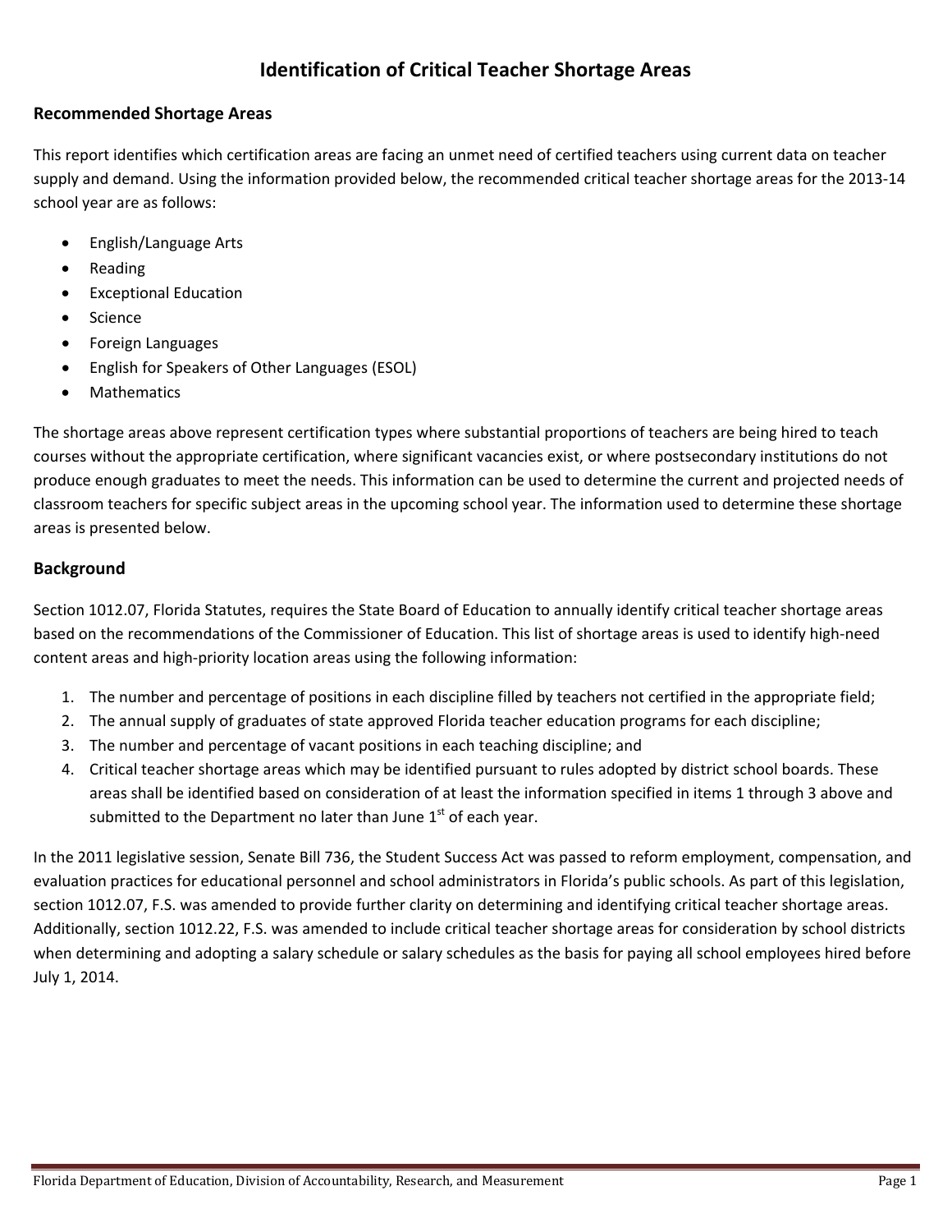# Identification of Critical Teacher Shortage Areas

## Recommended Shortage Areas

This report identifies which certification areas are facing an unmet need of certified teachers using current data on teacher supply and demand. Using the information provided below, the recommended critical teacher shortage areas for the 2013-14 school year are as follows:

- English/Language Arts
- Reading
- Exceptional Education
- Science
- Foreign Languages
- English for Speakers of Other Languages (ESOL)
- Mathematics

The shortage areas above represent certification types where substantial proportions of teachers are being hired to teach courses without the appropriate certification, where significant vacancies exist, or where postsecondary institutions do not produce enough graduates to meet the needs. This information can be used to determine the current and projected needs of classroom teachers for specific subject areas in the upcoming school year. The information used to determine these shortage areas is presented below.

## Background

Section 1012.07, Florida Statutes, requires the State Board of Education to annually identify critical teacher shortage areas based on the recommendations of the Commissioner of Education. This list of shortage areas is used to identify high-need content areas and high-priority location areas using the following information:

1. The number and percentage of positions in each discipline filled by teachers not certified in the appropriate field;
2. The annual supply of graduates of state approved Florida teacher education programs for each discipline;
3. The number and percentage of vacant positions in each teaching discipline; and
4. Critical teacher shortage areas which may be identified pursuant to rules adopted by district school boards. These areas shall be identified based on consideration of at least the information specified in items 1 through 3 above and submitted to the Department no later than June 1st of each year.

In the 2011 legislative session, Senate Bill 736, the Student Success Act was passed to reform employment, compensation, and evaluation practices for educational personnel and school administrators in Florida's public schools. As part of this legislation, section 1012.07, F.S. was amended to provide further clarity on determining and identifying critical teacher shortage areas. Additionally, section 1012.22, F.S. was amended to include critical teacher shortage areas for consideration by school districts when determining and adopting a salary schedule or salary schedules as the basis for paying all school employees hired before July 1, 2014.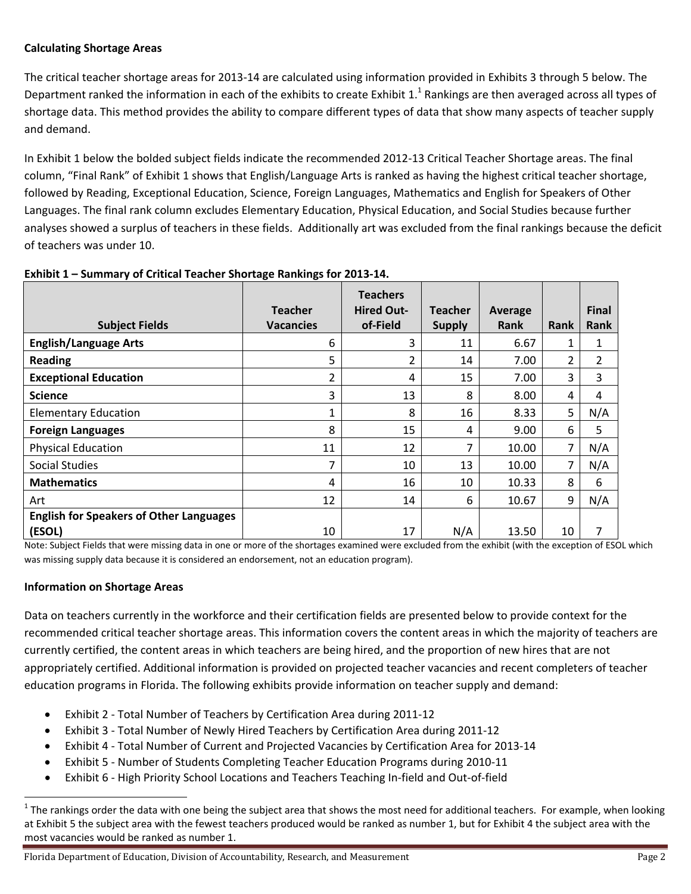**Calculating Shortage Areas**

The critical teacher shortage areas for 2013-14 are calculated using information provided in Exhibits 3 through 5 below. The Department ranked the information in each of the exhibits to create Exhibit 1.[1] Rankings are then averaged across all types of shortage data. This method provides the ability to compare different types of data that show many aspects of teacher supply and demand.

In Exhibit 1 below the bolded subject fields indicate the recommended 2012-13 Critical Teacher Shortage areas. The final column, "Final Rank" of Exhibit 1 shows that English/Language Arts is ranked as having the highest critical teacher shortage, followed by Reading, Exceptional Education, Science, Foreign Languages, Mathematics and English for Speakers of Other Languages. The final rank column excludes Elementary Education, Physical Education, and Social Studies because further analyses showed a surplus of teachers in these fields. Additionally art was excluded from the final rankings because the deficit of teachers was under 10.

**Exhibit 1 – Summary of Critical Teacher Shortage Rankings for 2013-14.**

| Subject Fields | Teacher Vacancies | Teachers Hired Out-of-Field | Teacher Supply | Average Rank | Rank | Final Rank |
|---|---|---|---|---|---|---|
| **English/Language Arts** | 6 | 3 | 11 | 6.67 | 1 | 1 |
| **Reading** | 5 | 2 | 14 | 7.00 | 2 | 2 |
| **Exceptional Education** | 2 | 4 | 15 | 7.00 | 3 | 3 |
| **Science** | 3 | 13 | 8 | 8.00 | 4 | 4 |
| Elementary Education | 1 | 8 | 16 | 8.33 | 5 | N/A |
| **Foreign Languages** | 8 | 15 | 4 | 9.00 | 6 | 5 |
| Physical Education | 11 | 12 | 7 | 10.00 | 7 | N/A |
| Social Studies | 7 | 10 | 13 | 10.00 | 7 | N/A |
| **Mathematics** | 4 | 16 | 10 | 10.33 | 8 | 6 |
| Art | 12 | 14 | 6 | 10.67 | 9 | N/A |
| **English for Speakers of Other Languages (ESOL)** | 10 | 17 | N/A | 13.50 | 10 | 7 |

Note: Subject Fields that were missing data in one or more of the shortages examined were excluded from the exhibit (with the exception of ESOL which was missing supply data because it is considered an endorsement, not an education program).

**Information on Shortage Areas**

Data on teachers currently in the workforce and their certification fields are presented below to provide context for the recommended critical teacher shortage areas. This information covers the content areas in which the majority of teachers are currently certified, the content areas in which teachers are being hired, and the proportion of new hires that are not appropriately certified. Additional information is provided on projected teacher vacancies and recent completers of teacher education programs in Florida. The following exhibits provide information on teacher supply and demand:

- Exhibit 2 - Total Number of Teachers by Certification Area during 2011-12
- Exhibit 3 - Total Number of Newly Hired Teachers by Certification Area during 2011-12
- Exhibit 4 - Total Number of Current and Projected Vacancies by Certification Area for 2013-14
- Exhibit 5 - Number of Students Completing Teacher Education Programs during 2010-11
- Exhibit 6 - High Priority School Locations and Teachers Teaching In-field and Out-of-field

[1] The rankings order the data with one being the subject area that shows the most need for additional teachers. For example, when looking at Exhibit 5 the subject area with the fewest teachers produced would be ranked as number 1, but for Exhibit 4 the subject area with the most vacancies would be ranked as number 1.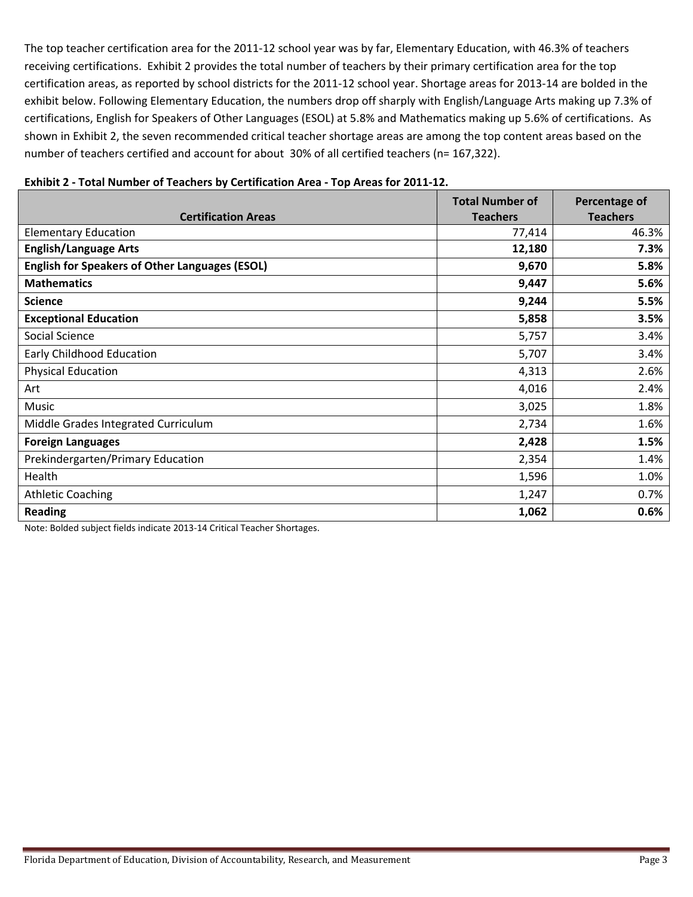The top teacher certification area for the 2011-12 school year was by far, Elementary Education, with 46.3% of teachers receiving certifications. Exhibit 2 provides the total number of teachers by their primary certification area for the top certification areas, as reported by school districts for the 2011-12 school year. Shortage areas for 2013-14 are bolded in the exhibit below. Following Elementary Education, the numbers drop off sharply with English/Language Arts making up 7.3% of certifications, English for Speakers of Other Languages (ESOL) at 5.8% and Mathematics making up 5.6% of certifications. As shown in Exhibit 2, the seven recommended critical teacher shortage areas are among the top content areas based on the number of teachers certified and account for about 30% of all certified teachers (n= 167,322).

**Exhibit 2 - Total Number of Teachers by Certification Area - Top Areas for 2011-12.**

| Certification Areas | Total Number of Teachers | Percentage of Teachers |
|---|---|---|
| Elementary Education | 77,414 | 46.3% |
| **English/Language Arts** | **12,180** | **7.3%** |
| **English for Speakers of Other Languages (ESOL)** | **9,670** | **5.8%** |
| **Mathematics** | **9,447** | **5.6%** |
| **Science** | **9,244** | **5.5%** |
| **Exceptional Education** | **5,858** | **3.5%** |
| Social Science | 5,757 | 3.4% |
| Early Childhood Education | 5,707 | 3.4% |
| Physical Education | 4,313 | 2.6% |
| Art | 4,016 | 2.4% |
| Music | 3,025 | 1.8% |
| Middle Grades Integrated Curriculum | 2,734 | 1.6% |
| **Foreign Languages** | **2,428** | **1.5%** |
| Prekindergarten/Primary Education | 2,354 | 1.4% |
| Health | 1,596 | 1.0% |
| Athletic Coaching | 1,247 | 0.7% |
| **Reading** | **1,062** | **0.6%** |

Note: Bolded subject fields indicate 2013-14 Critical Teacher Shortages.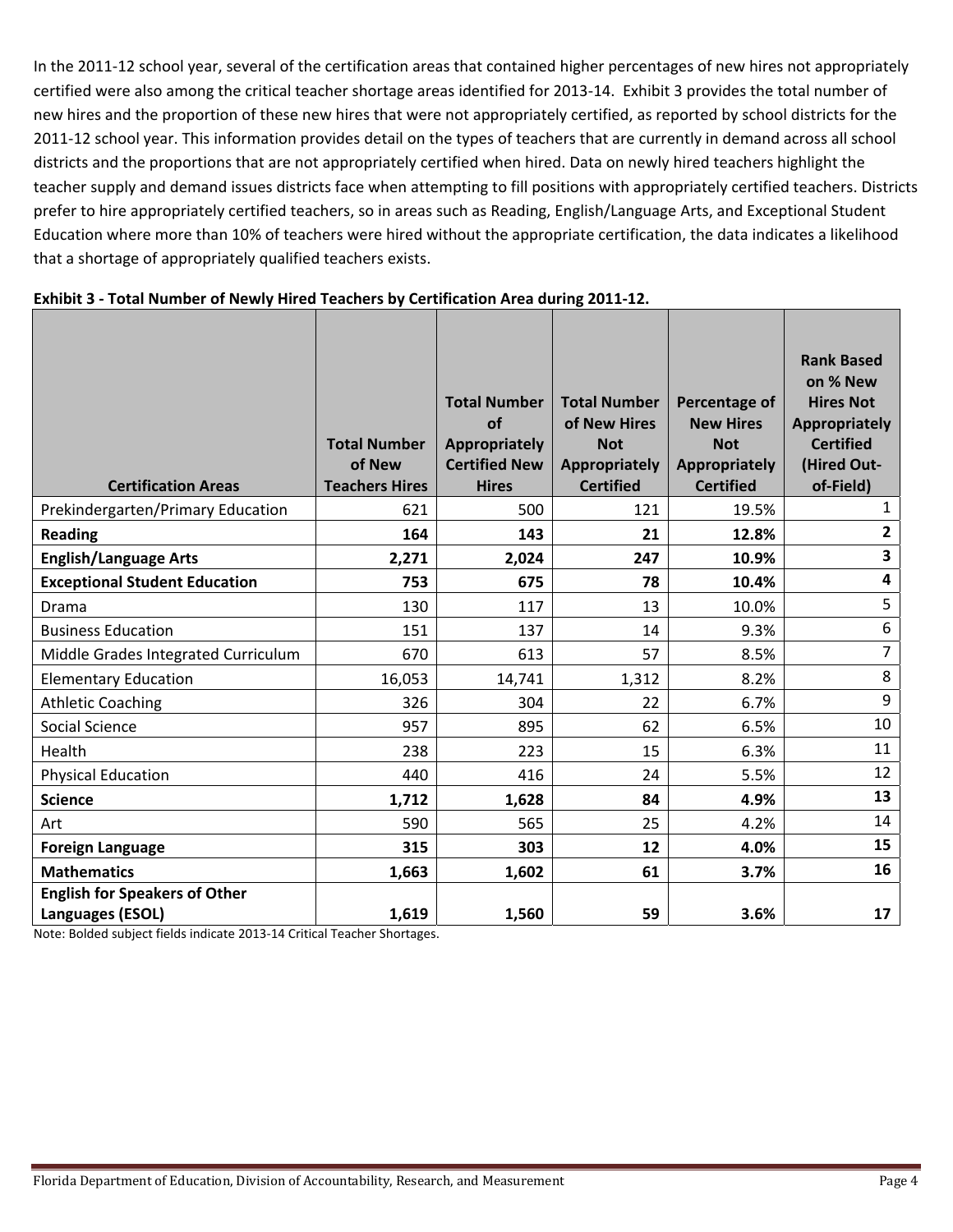In the 2011-12 school year, several of the certification areas that contained higher percentages of new hires not appropriately certified were also among the critical teacher shortage areas identified for 2013-14. Exhibit 3 provides the total number of new hires and the proportion of these new hires that were not appropriately certified, as reported by school districts for the 2011-12 school year. This information provides detail on the types of teachers that are currently in demand across all school districts and the proportions that are not appropriately certified when hired. Data on newly hired teachers highlight the teacher supply and demand issues districts face when attempting to fill positions with appropriately certified teachers. Districts prefer to hire appropriately certified teachers, so in areas such as Reading, English/Language Arts, and Exceptional Student Education where more than 10% of teachers were hired without the appropriate certification, the data indicates a likelihood that a shortage of appropriately qualified teachers exists.

**Exhibit 3 - Total Number of Newly Hired Teachers by Certification Area during 2011-12.**

| Certification Areas | Total Number of New Teachers Hires | Total Number of Appropriately Certified New Hires | Total Number of New Hires Not Appropriately Certified | Percentage of New Hires Not Appropriately Certified | Rank Based on % New Hires Not Appropriately Certified (Hired Out-of-Field) |
|---|---|---|---|---|---|
| Prekindergarten/Primary Education | 621 | 500 | 121 | 19.5% | 1 |
| **Reading** | **164** | **143** | **21** | **12.8%** | **2** |
| **English/Language Arts** | **2,271** | **2,024** | **247** | **10.9%** | **3** |
| **Exceptional Student Education** | **753** | **675** | **78** | **10.4%** | **4** |
| Drama | 130 | 117 | 13 | 10.0% | 5 |
| Business Education | 151 | 137 | 14 | 9.3% | 6 |
| Middle Grades Integrated Curriculum | 670 | 613 | 57 | 8.5% | 7 |
| Elementary Education | 16,053 | 14,741 | 1,312 | 8.2% | 8 |
| Athletic Coaching | 326 | 304 | 22 | 6.7% | 9 |
| Social Science | 957 | 895 | 62 | 6.5% | 10 |
| Health | 238 | 223 | 15 | 6.3% | 11 |
| Physical Education | 440 | 416 | 24 | 5.5% | 12 |
| **Science** | **1,712** | **1,628** | **84** | **4.9%** | **13** |
| Art | 590 | 565 | 25 | 4.2% | 14 |
| **Foreign Language** | **315** | **303** | **12** | **4.0%** | **15** |
| **Mathematics** | **1,663** | **1,602** | **61** | **3.7%** | **16** |
| **English for Speakers of Other Languages (ESOL)** | **1,619** | **1,560** | **59** | **3.6%** | **17** |

Note: Bolded subject fields indicate 2013-14 Critical Teacher Shortages.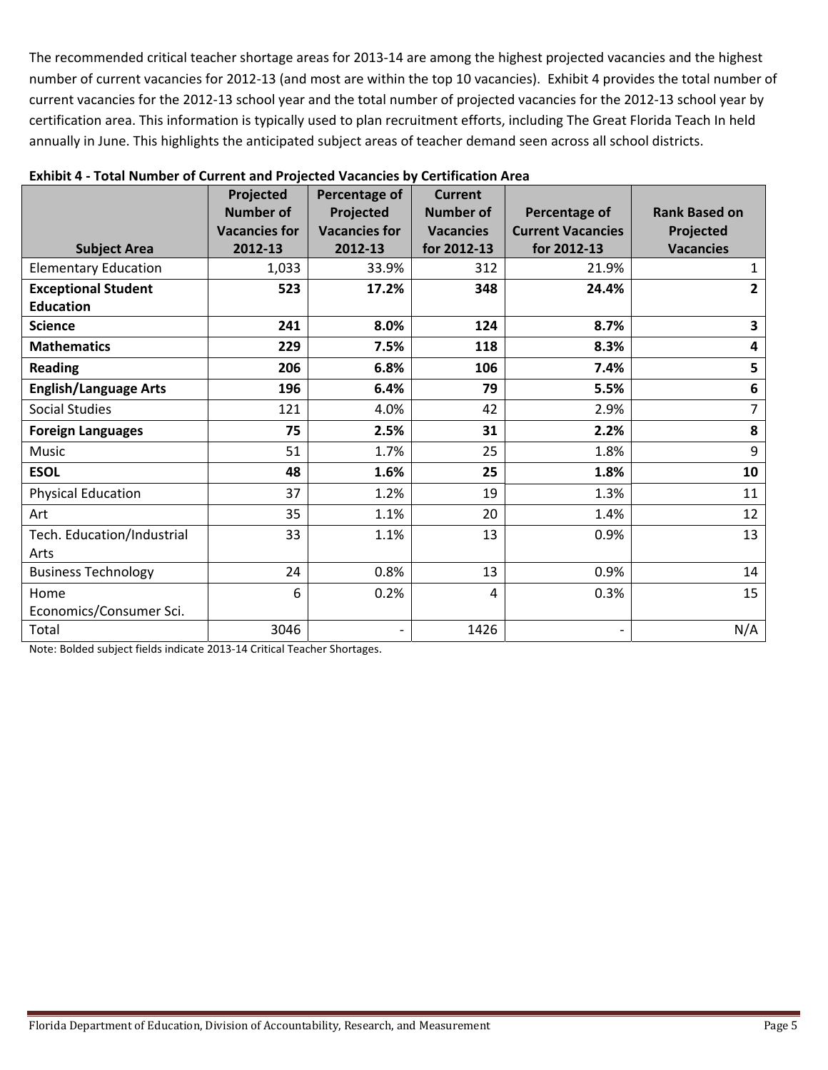The recommended critical teacher shortage areas for 2013-14 are among the highest projected vacancies and the highest number of current vacancies for 2012-13 (and most are within the top 10 vacancies). Exhibit 4 provides the total number of current vacancies for the 2012-13 school year and the total number of projected vacancies for the 2012-13 school year by certification area. This information is typically used to plan recruitment efforts, including The Great Florida Teach In held annually in June. This highlights the anticipated subject areas of teacher demand seen across all school districts.

**Exhibit 4 - Total Number of Current and Projected Vacancies by Certification Area**

| Subject Area | Projected Number of Vacancies for 2012-13 | Percentage of Projected Vacancies for 2012-13 | Current Number of Vacancies for 2012-13 | Percentage of Current Vacancies for 2012-13 | Rank Based on Projected Vacancies |
|---|---|---|---|---|---|
| Elementary Education | 1,033 | 33.9% | 312 | 21.9% | 1 |
| **Exceptional Student Education** | **523** | **17.2%** | **348** | **24.4%** | **2** |
| **Science** | **241** | **8.0%** | **124** | **8.7%** | **3** |
| **Mathematics** | **229** | **7.5%** | **118** | **8.3%** | **4** |
| **Reading** | **206** | **6.8%** | **106** | **7.4%** | **5** |
| **English/Language Arts** | **196** | **6.4%** | **79** | **5.5%** | **6** |
| Social Studies | 121 | 4.0% | 42 | 2.9% | 7 |
| **Foreign Languages** | **75** | **2.5%** | **31** | **2.2%** | **8** |
| Music | 51 | 1.7% | 25 | 1.8% | 9 |
| **ESOL** | **48** | **1.6%** | **25** | **1.8%** | **10** |
| Physical Education | 37 | 1.2% | 19 | 1.3% | 11 |
| Art | 35 | 1.1% | 20 | 1.4% | 12 |
| Tech. Education/Industrial Arts | 33 | 1.1% | 13 | 0.9% | 13 |
| Business Technology | 24 | 0.8% | 13 | 0.9% | 14 |
| Home Economics/Consumer Sci. | 6 | 0.2% | 4 | 0.3% | 15 |
| Total | 3046 | - | 1426 | - | N/A |

Note: Bolded subject fields indicate 2013-14 Critical Teacher Shortages.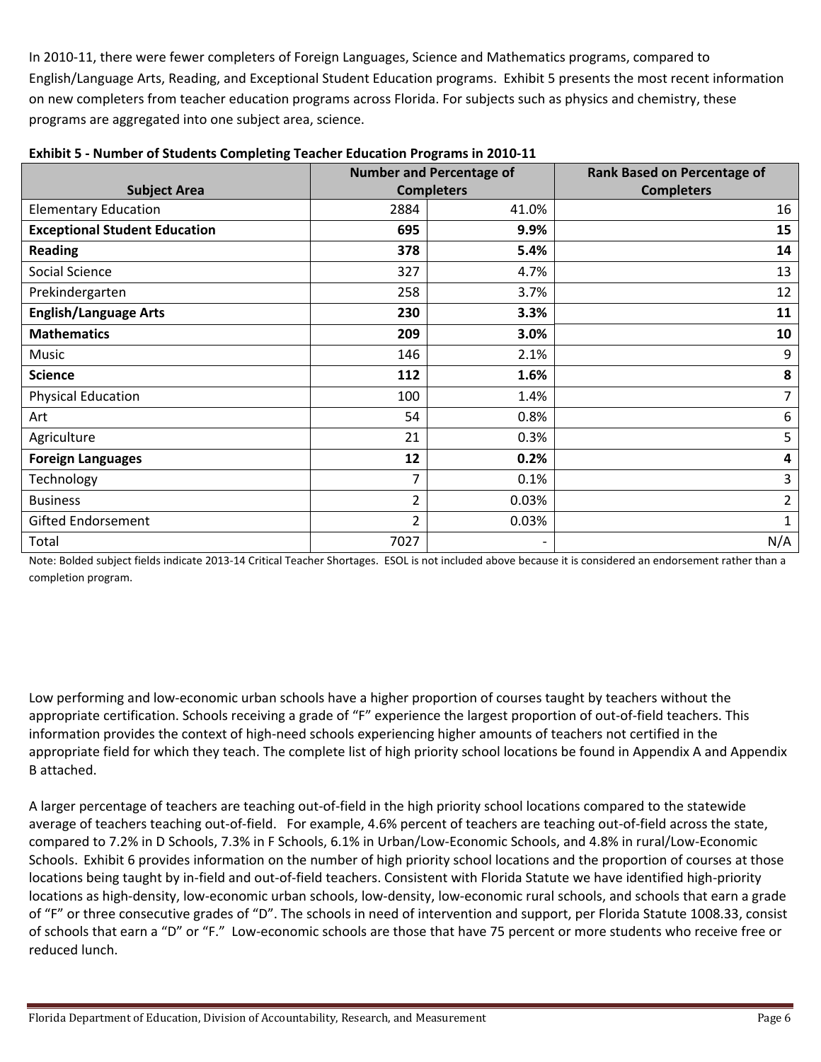In 2010-11, there were fewer completers of Foreign Languages, Science and Mathematics programs, compared to English/Language Arts, Reading, and Exceptional Student Education programs. Exhibit 5 presents the most recent information on new completers from teacher education programs across Florida. For subjects such as physics and chemistry, these programs are aggregated into one subject area, science.

**Exhibit 5 - Number of Students Completing Teacher Education Programs in 2010-11**

| Subject Area | Number and Percentage of Completers | | Rank Based on Percentage of Completers |
|---|---|---|---|
| Elementary Education | 2884 | 41.0% | 16 |
| **Exceptional Student Education** | **695** | **9.9%** | **15** |
| **Reading** | **378** | **5.4%** | **14** |
| Social Science | 327 | 4.7% | 13 |
| Prekindergarten | 258 | 3.7% | 12 |
| **English/Language Arts** | **230** | **3.3%** | **11** |
| **Mathematics** | **209** | **3.0%** | **10** |
| Music | 146 | 2.1% | 9 |
| **Science** | **112** | **1.6%** | **8** |
| Physical Education | 100 | 1.4% | 7 |
| Art | 54 | 0.8% | 6 |
| Agriculture | 21 | 0.3% | 5 |
| **Foreign Languages** | **12** | **0.2%** | **4** |
| Technology | 7 | 0.1% | 3 |
| Business | 2 | 0.03% | 2 |
| Gifted Endorsement | 2 | 0.03% | 1 |
| Total | 7027 | - | N/A |

Note: Bolded subject fields indicate 2013-14 Critical Teacher Shortages. ESOL is not included above because it is considered an endorsement rather than a completion program.

Low performing and low-economic urban schools have a higher proportion of courses taught by teachers without the appropriate certification. Schools receiving a grade of "F" experience the largest proportion of out-of-field teachers. This information provides the context of high-need schools experiencing higher amounts of teachers not certified in the appropriate field for which they teach. The complete list of high priority school locations be found in Appendix A and Appendix B attached.

A larger percentage of teachers are teaching out-of-field in the high priority school locations compared to the statewide average of teachers teaching out-of-field. For example, 4.6% percent of teachers are teaching out-of-field across the state, compared to 7.2% in D Schools, 7.3% in F Schools, 6.1% in Urban/Low-Economic Schools, and 4.8% in rural/Low-Economic Schools. Exhibit 6 provides information on the number of high priority school locations and the proportion of courses at those locations being taught by in-field and out-of-field teachers. Consistent with Florida Statute we have identified high-priority locations as high-density, low-economic urban schools, low-density, low-economic rural schools, and schools that earn a grade of "F" or three consecutive grades of "D". The schools in need of intervention and support, per Florida Statute 1008.33, consist of schools that earn a "D" or "F." Low-economic schools are those that have 75 percent or more students who receive free or reduced lunch.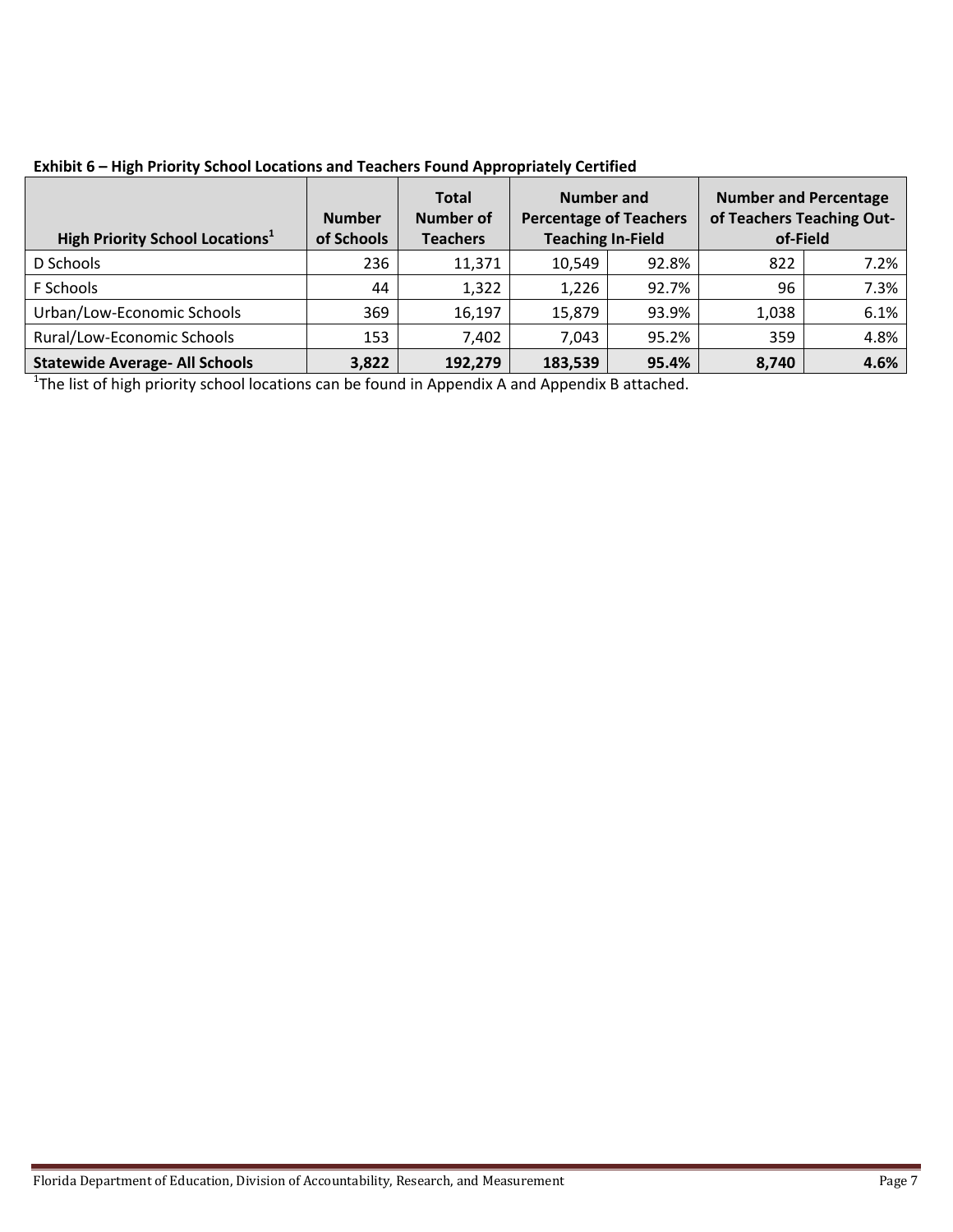**Exhibit 6 – High Priority School Locations and Teachers Found Appropriately Certified**

| High Priority School Locations[1] | Number of Schools | Total Number of Teachers | Number and Percentage of Teachers Teaching In-Field | | Number and Percentage of Teachers Teaching Out-of-Field | |
|---|---|---|---|---|---|---|
| D Schools | 236 | 11,371 | 10,549 | 92.8% | 822 | 7.2% |
| F Schools | 44 | 1,322 | 1,226 | 92.7% | 96 | 7.3% |
| Urban/Low-Economic Schools | 369 | 16,197 | 15,879 | 93.9% | 1,038 | 6.1% |
| Rural/Low-Economic Schools | 153 | 7,402 | 7,043 | 95.2% | 359 | 4.8% |
| **Statewide Average- All Schools** | **3,822** | **192,279** | **183,539** | **95.4%** | **8,740** | **4.6%** |

[1]The list of high priority school locations can be found in Appendix A and Appendix B attached.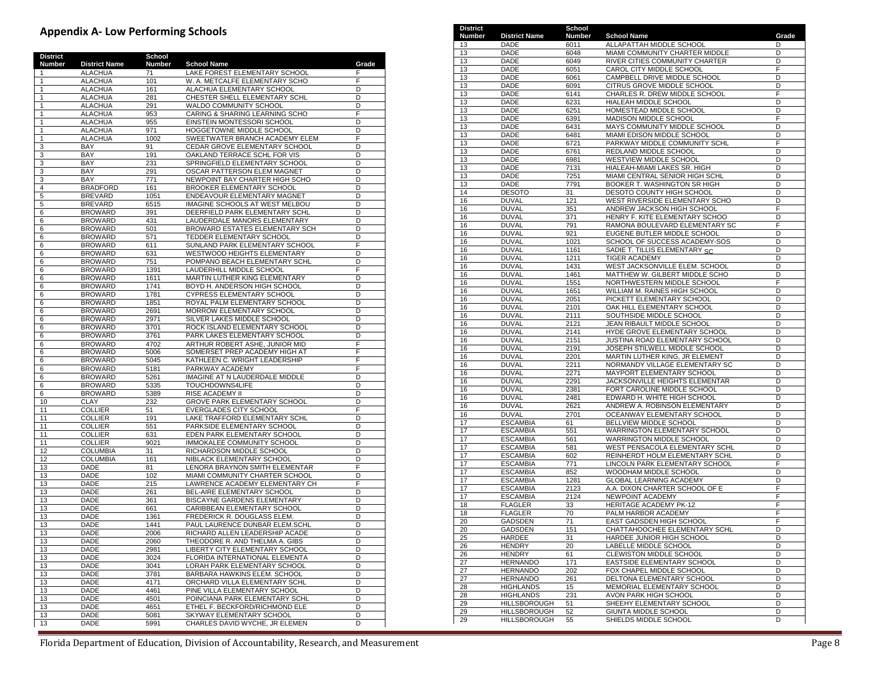## Appendix A- Low Performing Schools

| District Number | District Name | School Number | School Name | Grade |
|---|---|---|---|---|
| 1 | ALACHUA | 71 | LAKE FOREST ELEMENTARY SCHOOL | F |
| 1 | ALACHUA | 101 | W. A. METCALFE ELEMENTARY SCHO | F |
| 1 | ALACHUA | 161 | ALACHUA ELEMENTARY SCHOOL | D |
| 1 | ALACHUA | 281 | CHESTER SHELL ELEMENTARY SCHL | D |
| 1 | ALACHUA | 291 | WALDO COMMUNITY SCHOOL | D |
| 1 | ALACHUA | 953 | CARING & SHARING LEARNING SCHO | F |
| 1 | ALACHUA | 955 | EINSTEIN MONTESSORI SCHOOL | D |
| 1 | ALACHUA | 971 | HOGGETOWNE MIDDLE SCHOOL | D |
| 1 | ALACHUA | 1002 | SWEETWATER BRANCH ACADEMY ELEM | F |
| 3 | BAY | 91 | CEDAR GROVE ELEMENTARY SCHOOL | D |
| 3 | BAY | 191 | OAKLAND TERRACE SCHL FOR VIS | D |
| 3 | BAY | 231 | SPRINGFIELD ELEMENTARY SCHOOL | D |
| 3 | BAY | 291 | OSCAR PATTERSON ELEM MAGNET | D |
| 3 | BAY | 771 | NEWPOINT BAY CHARTER HIGH SCHO | D |
| 4 | BRADFORD | 161 | BROOKER ELEMENTARY SCHOOL | D |
| 5 | BREVARD | 1051 | ENDEAVOUR ELEMENTARY MAGNET | D |
| 5 | BREVARD | 6515 | IMAGINE SCHOOLS AT WEST MELBOU | D |
| 6 | BROWARD | 391 | DEERFIELD PARK ELEMENTARY SCHL | D |
| 6 | BROWARD | 431 | LAUDERDALE MANORS ELEMENTARY | D |
| 6 | BROWARD | 501 | BROWARD ESTATES ELEMENTARY SCH | D |
| 6 | BROWARD | 571 | TEDDER ELEMENTARY SCHOOL | D |
| 6 | BROWARD | 611 | SUNLAND PARK ELEMENTARY SCHOOL | F |
| 6 | BROWARD | 631 | WESTWOOD HEIGHTS ELEMENTARY | D |
| 6 | BROWARD | 751 | POMPANO BEACH ELEMENTARY SCHL | D |
| 6 | BROWARD | 1391 | LAUDERHILL MIDDLE SCHOOL | F |
| 6 | BROWARD | 1611 | MARTIN LUTHER KING ELEMENTARY | D |
| 6 | BROWARD | 1741 | BOYD H. ANDERSON HIGH SCHOOL | D |
| 6 | BROWARD | 1781 | CYPRESS ELEMENTARY SCHOOL | D |
| 6 | BROWARD | 1851 | ROYAL PALM ELEMENTARY SCHOOL | D |
| 6 | BROWARD | 2691 | MORROW ELEMENTARY SCHOOL | D |
| 6 | BROWARD | 2971 | SILVER LAKES MIDDLE SCHOOL | D |
| 6 | BROWARD | 3701 | ROCK ISLAND ELEMENTARY SCHOOL | D |
| 6 | BROWARD | 3761 | PARK LAKES ELEMENTARY SCHOOL | D |
| 6 | BROWARD | 4702 | ARTHUR ROBERT ASHE, JUNIOR MID | F |
| 6 | BROWARD | 5006 | SOMERSET PREP ACADEMY HIGH AT | F |
| 6 | BROWARD | 5045 | KATHLEEN C. WRIGHT LEADERSHIP | F |
| 6 | BROWARD | 5181 | PARKWAY ACADEMY | F |
| 6 | BROWARD | 5261 | IMAGINE AT N LAUDERDALE MIDDLE | D |
| 6 | BROWARD | 5335 | TOUCHDOWNS4LIFE | D |
| 6 | BROWARD | 5389 | RISE ACADEMY II | D |
| 10 | CLAY | 232 | GROVE PARK ELEMENTARY SCHOOL | D |
| 11 | COLLIER | 51 | EVERGLADES CITY SCHOOL | F |
| 11 | COLLIER | 191 | LAKE TRAFFORD ELEMENTARY SCHL | D |
| 11 | COLLIER | 551 | PARKSIDE ELEMENTARY SCHOOL | D |
| 11 | COLLIER | 631 | EDEN PARK ELEMENTARY SCHOOL | D |
| 11 | COLLIER | 9021 | IMMOKALEE COMMUNITY SCHOOL | D |
| 12 | COLUMBIA | 31 | RICHARDSON MIDDLE SCHOOL | D |
| 12 | COLUMBIA | 161 | NIBLACK ELEMENTARY SCHOOL | D |
| 13 | DADE | 81 | LENORA BRAYNON SMITH ELEMENTAR | F |
| 13 | DADE | 102 | MIAMI COMMUNITY CHARTER SCHOOL | D |
| 13 | DADE | 215 | LAWRENCE ACADEMY ELEMENTARY CH | F |
| 13 | DADE | 261 | BEL-AIRE ELEMENTARY SCHOOL | D |
| 13 | DADE | 361 | BISCAYNE GARDENS ELEMENTARY | D |
| 13 | DADE | 661 | CARIBBEAN ELEMENTARY SCHOOL | D |
| 13 | DADE | 1361 | FREDERICK R. DOUGLASS ELEM. | D |
| 13 | DADE | 1441 | PAUL LAURENCE DUNBAR ELEM.SCHL | D |
| 13 | DADE | 2006 | RICHARD ALLEN LEADERSHIP ACADE | D |
| 13 | DADE | 2060 | THEODORE R. AND THELMA A. GIBS | D |
| 13 | DADE | 2981 | LIBERTY CITY ELEMENTARY SCHOOL | D |
| 13 | DADE | 3024 | FLORIDA INTERNATIONAL ELEMENTA | D |
| 13 | DADE | 3041 | LORAH PARK ELEMENTARY SCHOOL | D |
| 13 | DADE | 3781 | BARBARA HAWKINS ELEM. SCHOOL | D |
| 13 | DADE | 4171 | ORCHARD VILLA ELEMENTARY SCHL | D |
| 13 | DADE | 4461 | PINE VILLA ELEMENTARY SCHOOL | D |
| 13 | DADE | 4501 | POINCIANA PARK ELEMENTARY SCHL | D |
| 13 | DADE | 4651 | ETHEL F. BECKFORD/RICHMOND ELE | D |
| 13 | DADE | 5081 | SKYWAY ELEMENTARY SCHOOL | D |
| 13 | DADE | 5991 | CHARLES DAVID WYCHE, JR ELEMEN | D |
| 13 | DADE | 6011 | ALLAPATTAH MIDDLE SCHOOL | D |
| 13 | DADE | 6048 | MIAMI COMMUNITY CHARTER MIDDLE | D |
| 13 | DADE | 6049 | RIVER CITIES COMMUNITY CHARTER | D |
| 13 | DADE | 6051 | CAROL CITY MIDDLE SCHOOL | F |
| 13 | DADE | 6061 | CAMPBELL DRIVE MIDDLE SCHOOL | D |
| 13 | DADE | 6091 | CITRUS GROVE MIDDLE SCHOOL | D |
| 13 | DADE | 6141 | CHARLES R. DREW MIDDLE SCHOOL | F |
| 13 | DADE | 6231 | HIALEAH MIDDLE SCHOOL | D |
| 13 | DADE | 6251 | HOMESTEAD MIDDLE SCHOOL | D |
| 13 | DADE | 6391 | MADISON MIDDLE SCHOOL | F |
| 13 | DADE | 6431 | MAYS COMMUNITY MIDDLE SCHOOL | D |
| 13 | DADE | 6481 | MIAMI EDISON MIDDLE SCHOOL | D |
| 13 | DADE | 6721 | PARKWAY MIDDLE COMMUNITY SCHL | F |
| 13 | DADE | 6761 | REDLAND MIDDLE SCHOOL | D |
| 13 | DADE | 6981 | WESTVIEW MIDDLE SCHOOL | D |
| 13 | DADE | 7131 | HIALEAH-MIAMI LAKES SR. HIGH | D |
| 13 | DADE | 7251 | MIAMI CENTRAL SENIOR HIGH SCHL | D |
| 13 | DADE | 7791 | BOOKER T. WASHINGTON SR HIGH | D |
| 14 | DESOTO | 31 | DESOTO COUNTY HIGH SCHOOL | D |
| 16 | DUVAL | 121 | WEST RIVERSIDE ELEMENTARY SCHO | D |
| 16 | DUVAL | 351 | ANDREW JACKSON HIGH SCHOOL | F |
| 16 | DUVAL | 371 | HENRY F. KITE ELEMENTARY SCHOO | D |
| 16 | DUVAL | 791 | RAMONA BOULEVARD ELEMENTARY SC | F |
| 16 | DUVAL | 921 | EUGENE BUTLER MIDDLE SCHOOL | D |
| 16 | DUVAL | 1021 | SCHOOL OF SUCCESS ACADEMY-SOS | D |
| 16 | DUVAL | 1161 | SADIE T. TILLIS ELEMENTARY SC | D |
| 16 | DUVAL | 1211 | TIGER ACADEMY | D |
| 16 | DUVAL | 1431 | WEST JACKSONVILLE ELEM. SCHOOL | D |
| 16 | DUVAL | 1461 | MATTHEW W. GILBERT MIDDLE SCHO | D |
| 16 | DUVAL | 1551 | NORTHWESTERN MIDDLE SCHOOL | F |
| 16 | DUVAL | 1651 | WILLIAM M. RAINES HIGH SCHOOL | D |
| 16 | DUVAL | 2051 | PICKETT ELEMENTARY SCHOOL | D |
| 16 | DUVAL | 2101 | OAK HILL ELEMENTARY SCHOOL | D |
| 16 | DUVAL | 2111 | SOUTHSIDE MIDDLE SCHOOL | D |
| 16 | DUVAL | 2121 | JEAN RIBAULT MIDDLE SCHOOL | D |
| 16 | DUVAL | 2141 | HYDE GROVE ELEMENTARY SCHOOL | D |
| 16 | DUVAL | 2151 | JUSTINA ROAD ELEMENTARY SCHOOL | D |
| 16 | DUVAL | 2191 | JOSEPH STILWELL MIDDLE SCHOOL | D |
| 16 | DUVAL | 2201 | MARTIN LUTHER KING, JR ELEMENT | D |
| 16 | DUVAL | 2211 | NORMANDY VILLAGE ELEMENTARY SC | D |
| 16 | DUVAL | 2271 | MAYPORT ELEMENTARY SCHOOL | D |
| 16 | DUVAL | 2291 | JACKSONVILLE HEIGHTS ELEMENTAR | D |
| 16 | DUVAL | 2381 | FORT CAROLINE MIDDLE SCHOOL | D |
| 16 | DUVAL | 2481 | EDWARD H. WHITE HIGH SCHOOL | D |
| 16 | DUVAL | 2621 | ANDREW A. ROBINSON ELEMENTARY | D |
| 16 | DUVAL | 2701 | OCEANWAY ELEMENTARY SCHOOL | D |
| 17 | ESCAMBIA | 61 | BELLVIEW MIDDLE SCHOOL | D |
| 17 | ESCAMBIA | 551 | WARRINGTON ELEMENTARY SCHOOL | D |
| 17 | ESCAMBIA | 561 | WARRINGTON MIDDLE SCHOOL | D |
| 17 | ESCAMBIA | 581 | WEST PENSACOLA ELEMENTARY SCHL | D |
| 17 | ESCAMBIA | 602 | REINHERDT HOLM ELEMENTARY SCHL | D |
| 17 | ESCAMBIA | 771 | LINCOLN PARK ELEMENTARY SCHOOL | F |
| 17 | ESCAMBIA | 852 | WOODHAM MIDDLE SCHOOL | D |
| 17 | ESCAMBIA | 1281 | GLOBAL LEARNING ACADEMY | D |
| 17 | ESCAMBIA | 2123 | A.A. DIXON CHARTER SCHOOL OF E | F |
| 17 | ESCAMBIA | 2124 | NEWPOINT ACADEMY | F |
| 18 | FLAGLER | 33 | HERITAGE ACADEMY PK-12 | F |
| 18 | FLAGLER | 70 | PALM HARBOR ACADEMY | F |
| 20 | GADSDEN | 71 | EAST GADSDEN HIGH SCHOOL | F |
| 20 | GADSDEN | 151 | CHATTAHOOCHEE ELEMENTARY SCHL | D |
| 25 | HARDEE | 31 | HARDEE JUNIOR HIGH SCHOOL | D |
| 26 | HENDRY | 20 | LABELLE MIDDLE SCHOOL | D |
| 26 | HENDRY | 61 | CLEWISTON MIDDLE SCHOOL | D |
| 27 | HERNANDO | 171 | EASTSIDE ELEMENTARY SCHOOL | D |
| 27 | HERNANDO | 202 | FOX CHAPEL MIDDLE SCHOOL | D |
| 27 | HERNANDO | 261 | DELTONA ELEMENTARY SCHOOL | D |
| 28 | HIGHLANDS | 15 | MEMORIAL ELEMENTARY SCHOOL | D |
| 28 | HIGHLANDS | 231 | AVON PARK HIGH SCHOOL | D |
| 29 | HILLSBOROUGH | 51 | SHEEHY ELEMENTARY SCHOOL | D |
| 29 | HILLSBOROUGH | 52 | GIUNTA MIDDLE SCHOOL | D |
| 29 | HILLSBOROUGH | 55 | SHIELDS MIDDLE SCHOOL | D |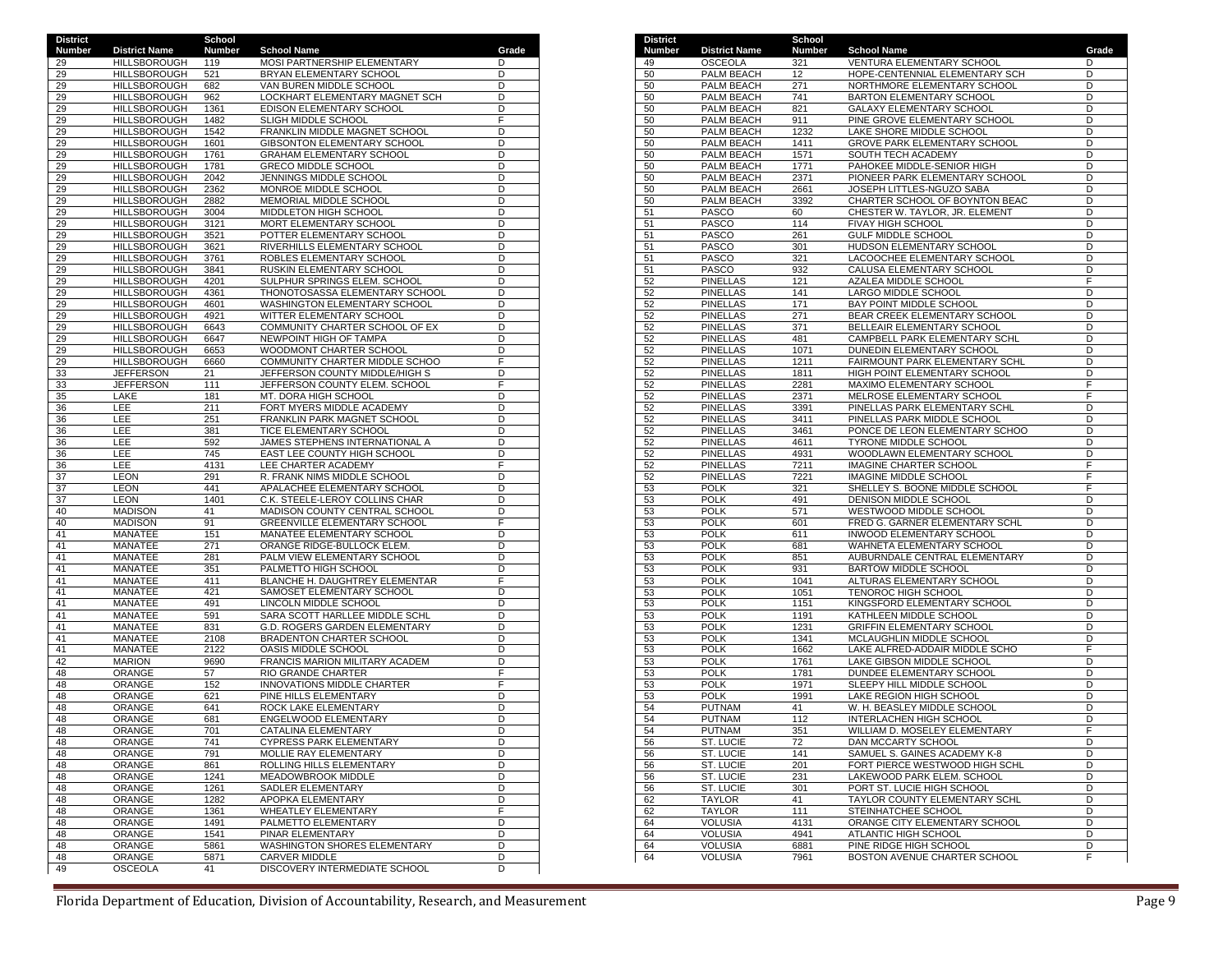| District Number | District Name | School Number | School Name | Grade |
|---|---|---|---|---|
| 29 | HILLSBOROUGH | 119 | MOSI PARTNERSHIP ELEMENTARY | D |
| 29 | HILLSBOROUGH | 521 | BRYAN ELEMENTARY SCHOOL | D |
| 29 | HILLSBOROUGH | 682 | VAN BUREN MIDDLE SCHOOL | D |
| 29 | HILLSBOROUGH | 962 | LOCKHART ELEMENTARY MAGNET SCH | D |
| 29 | HILLSBOROUGH | 1361 | EDISON ELEMENTARY SCHOOL | D |
| 29 | HILLSBOROUGH | 1482 | SLIGH MIDDLE SCHOOL | F |
| 29 | HILLSBOROUGH | 1542 | FRANKLIN MIDDLE MAGNET SCHOOL | D |
| 29 | HILLSBOROUGH | 1601 | GIBSONTON ELEMENTARY SCHOOL | D |
| 29 | HILLSBOROUGH | 1761 | GRAHAM ELEMENTARY SCHOOL | D |
| 29 | HILLSBOROUGH | 1781 | GRECO MIDDLE SCHOOL | D |
| 29 | HILLSBOROUGH | 2042 | JENNINGS MIDDLE SCHOOL | D |
| 29 | HILLSBOROUGH | 2362 | MONROE MIDDLE SCHOOL | D |
| 29 | HILLSBOROUGH | 2882 | MEMORIAL MIDDLE SCHOOL | D |
| 29 | HILLSBOROUGH | 3004 | MIDDLETON HIGH SCHOOL | D |
| 29 | HILLSBOROUGH | 3121 | MORT ELEMENTARY SCHOOL | D |
| 29 | HILLSBOROUGH | 3521 | POTTER ELEMENTARY SCHOOL | D |
| 29 | HILLSBOROUGH | 3621 | RIVERHILLS ELEMENTARY SCHOOL | D |
| 29 | HILLSBOROUGH | 3761 | ROBLES ELEMENTARY SCHOOL | D |
| 29 | HILLSBOROUGH | 3841 | RUSKIN ELEMENTARY SCHOOL | D |
| 29 | HILLSBOROUGH | 4201 | SULPHUR SPRINGS ELEM. SCHOOL | D |
| 29 | HILLSBOROUGH | 4361 | THONOTOSASSA ELEMENTARY SCHOOL | D |
| 29 | HILLSBOROUGH | 4601 | WASHINGTON ELEMENTARY SCHOOL | D |
| 29 | HILLSBOROUGH | 4921 | WITTER ELEMENTARY SCHOOL | D |
| 29 | HILLSBOROUGH | 6643 | COMMUNITY CHARTER SCHOOL OF EX | D |
| 29 | HILLSBOROUGH | 6647 | NEWPOINT HIGH OF TAMPA | D |
| 29 | HILLSBOROUGH | 6653 | WOODMONT CHARTER SCHOOL | D |
| 29 | HILLSBOROUGH | 6660 | COMMUNITY CHARTER MIDDLE SCHOO | F |
| 33 | JEFFERSON | 21 | JEFFERSON COUNTY MIDDLE/HIGH S | D |
| 33 | JEFFERSON | 111 | JEFFERSON COUNTY ELEM. SCHOOL | F |
| 35 | LAKE | 181 | MT. DORA HIGH SCHOOL | D |
| 36 | LEE | 211 | FORT MYERS MIDDLE ACADEMY | D |
| 36 | LEE | 251 | FRANKLIN PARK MAGNET SCHOOL | D |
| 36 | LEE | 381 | TICE ELEMENTARY SCHOOL | D |
| 36 | LEE | 592 | JAMES STEPHENS INTERNATIONAL A | D |
| 36 | LEE | 745 | EAST LEE COUNTY HIGH SCHOOL | D |
| 36 | LEE | 4131 | LEE CHARTER ACADEMY | F |
| 37 | LEON | 291 | R. FRANK NIMS MIDDLE SCHOOL | D |
| 37 | LEON | 441 | APALACHEE ELEMENTARY SCHOOL | D |
| 37 | LEON | 1401 | C.K. STEELE-LEROY COLLINS CHAR | D |
| 40 | MADISON | 41 | MADISON COUNTY CENTRAL SCHOOL | D |
| 40 | MADISON | 91 | GREENVILLE ELEMENTARY SCHOOL | F |
| 41 | MANATEE | 151 | MANATEE ELEMENTARY SCHOOL | D |
| 41 | MANATEE | 271 | ORANGE RIDGE-BULLOCK ELEM. | D |
| 41 | MANATEE | 281 | PALM VIEW ELEMENTARY SCHOOL | D |
| 41 | MANATEE | 351 | PALMETTO HIGH SCHOOL | D |
| 41 | MANATEE | 411 | BLANCHE H. DAUGHTREY ELEMENTAR | F |
| 41 | MANATEE | 421 | SAMOSET ELEMENTARY SCHOOL | D |
| 41 | MANATEE | 491 | LINCOLN MIDDLE SCHOOL | D |
| 41 | MANATEE | 591 | SARA SCOTT HARLLEE MIDDLE SCHL | D |
| 41 | MANATEE | 831 | G.D. ROGERS GARDEN ELEMENTARY | D |
| 41 | MANATEE | 2108 | BRADENTON CHARTER SCHOOL | D |
| 41 | MANATEE | 2122 | OASIS MIDDLE SCHOOL | D |
| 42 | MARION | 9690 | FRANCIS MARION MILITARY ACADEM | D |
| 48 | ORANGE | 57 | RIO GRANDE CHARTER | F |
| 48 | ORANGE | 152 | INNOVATIONS MIDDLE CHARTER | F |
| 48 | ORANGE | 621 | PINE HILLS ELEMENTARY | D |
| 48 | ORANGE | 641 | ROCK LAKE ELEMENTARY | D |
| 48 | ORANGE | 681 | ENGELWOOD ELEMENTARY | D |
| 48 | ORANGE | 701 | CATALINA ELEMENTARY | D |
| 48 | ORANGE | 741 | CYPRESS PARK ELEMENTARY | D |
| 48 | ORANGE | 791 | MOLLIE RAY ELEMENTARY | D |
| 48 | ORANGE | 861 | ROLLING HILLS ELEMENTARY | D |
| 48 | ORANGE | 1241 | MEADOWBROOK MIDDLE | D |
| 48 | ORANGE | 1261 | SADLER ELEMENTARY | D |
| 48 | ORANGE | 1282 | APOPKA ELEMENTARY | D |
| 48 | ORANGE | 1361 | WHEATLEY ELEMENTARY | F |
| 48 | ORANGE | 1491 | PALMETTO ELEMENTARY | D |
| 48 | ORANGE | 1541 | PINAR ELEMENTARY | D |
| 48 | ORANGE | 5861 | WASHINGTON SHORES ELEMENTARY | D |
| 48 | ORANGE | 5871 | CARVER MIDDLE | D |
| 49 | OSCEOLA | 41 | DISCOVERY INTERMEDIATE SCHOOL | D |
| 49 | OSCEOLA | 321 | VENTURA ELEMENTARY SCHOOL | D |
| 50 | PALM BEACH | 12 | HOPE-CENTENNIAL ELEMENTARY SCH | D |
| 50 | PALM BEACH | 271 | NORTHMORE ELEMENTARY SCHOOL | D |
| 50 | PALM BEACH | 741 | BARTON ELEMENTARY SCHOOL | D |
| 50 | PALM BEACH | 821 | GALAXY ELEMENTARY SCHOOL | D |
| 50 | PALM BEACH | 911 | PINE GROVE ELEMENTARY SCHOOL | D |
| 50 | PALM BEACH | 1232 | LAKE SHORE MIDDLE SCHOOL | D |
| 50 | PALM BEACH | 1411 | GROVE PARK ELEMENTARY SCHOOL | D |
| 50 | PALM BEACH | 1571 | SOUTH TECH ACADEMY | D |
| 50 | PALM BEACH | 1771 | PAHOKEE MIDDLE-SENIOR HIGH | D |
| 50 | PALM BEACH | 2371 | PIONEER PARK ELEMENTARY SCHOOL | D |
| 50 | PALM BEACH | 2661 | JOSEPH LITTLES-NGUZO SABA | D |
| 50 | PALM BEACH | 3392 | CHARTER SCHOOL OF BOYNTON BEAC | D |
| 51 | PASCO | 60 | CHESTER W. TAYLOR, JR. ELEMENT | D |
| 51 | PASCO | 114 | FIVAY HIGH SCHOOL | D |
| 51 | PASCO | 261 | GULF MIDDLE SCHOOL | D |
| 51 | PASCO | 301 | HUDSON ELEMENTARY SCHOOL | D |
| 51 | PASCO | 321 | LACOOCHEE ELEMENTARY SCHOOL | D |
| 51 | PASCO | 932 | CALUSA ELEMENTARY SCHOOL | D |
| 52 | PINELLAS | 121 | AZALEA MIDDLE SCHOOL | F |
| 52 | PINELLAS | 141 | LARGO MIDDLE SCHOOL | D |
| 52 | PINELLAS | 171 | BAY POINT MIDDLE SCHOOL | D |
| 52 | PINELLAS | 271 | BEAR CREEK ELEMENTARY SCHOOL | D |
| 52 | PINELLAS | 371 | BELLEAIR ELEMENTARY SCHOOL | D |
| 52 | PINELLAS | 481 | CAMPBELL PARK ELEMENTARY SCHL | D |
| 52 | PINELLAS | 1071 | DUNEDIN ELEMENTARY SCHOOL | D |
| 52 | PINELLAS | 1211 | FAIRMOUNT PARK ELEMENTARY SCHL | D |
| 52 | PINELLAS | 1811 | HIGH POINT ELEMENTARY SCHOOL | D |
| 52 | PINELLAS | 2281 | MAXIMO ELEMENTARY SCHOOL | F |
| 52 | PINELLAS | 2371 | MELROSE ELEMENTARY SCHOOL | F |
| 52 | PINELLAS | 3391 | PINELLAS PARK ELEMENTARY SCHL | D |
| 52 | PINELLAS | 3411 | PINELLAS PARK MIDDLE SCHOOL | D |
| 52 | PINELLAS | 3461 | PONCE DE LEON ELEMENTARY SCHOO | D |
| 52 | PINELLAS | 4611 | TYRONE MIDDLE SCHOOL | D |
| 52 | PINELLAS | 4931 | WOODLAWN ELEMENTARY SCHOOL | D |
| 52 | PINELLAS | 7211 | IMAGINE CHARTER SCHOOL | F |
| 52 | PINELLAS | 7221 | IMAGINE MIDDLE SCHOOL | F |
| 53 | POLK | 321 | SHELLEY S. BOONE MIDDLE SCHOOL | F |
| 53 | POLK | 491 | DENISON MIDDLE SCHOOL | D |
| 53 | POLK | 571 | WESTWOOD MIDDLE SCHOOL | D |
| 53 | POLK | 601 | FRED G. GARNER ELEMENTARY SCHL | D |
| 53 | POLK | 611 | INWOOD ELEMENTARY SCHOOL | D |
| 53 | POLK | 681 | WAHNETA ELEMENTARY SCHOOL | D |
| 53 | POLK | 851 | AUBURNDALE CENTRAL ELEMENTARY | D |
| 53 | POLK | 931 | BARTOW MIDDLE SCHOOL | D |
| 53 | POLK | 1041 | ALTURAS ELEMENTARY SCHOOL | D |
| 53 | POLK | 1051 | TENOROC HIGH SCHOOL | D |
| 53 | POLK | 1151 | KINGSFORD ELEMENTARY SCHOOL | D |
| 53 | POLK | 1191 | KATHLEEN MIDDLE SCHOOL | D |
| 53 | POLK | 1231 | GRIFFIN ELEMENTARY SCHOOL | D |
| 53 | POLK | 1341 | MCLAUGHLIN MIDDLE SCHOOL | D |
| 53 | POLK | 1662 | LAKE ALFRED-ADDAIR MIDDLE SCHO | F |
| 53 | POLK | 1761 | LAKE GIBSON MIDDLE SCHOOL | D |
| 53 | POLK | 1781 | DUNDEE ELEMENTARY SCHOOL | D |
| 53 | POLK | 1971 | SLEEPY HILL MIDDLE SCHOOL | D |
| 53 | POLK | 1991 | LAKE REGION HIGH SCHOOL | D |
| 54 | PUTNAM | 41 | W. H. BEASLEY MIDDLE SCHOOL | D |
| 54 | PUTNAM | 112 | INTERLACHEN HIGH SCHOOL | D |
| 54 | PUTNAM | 351 | WILLIAM D. MOSELEY ELEMENTARY | F |
| 56 | ST. LUCIE | 72 | DAN MCCARTY SCHOOL | D |
| 56 | ST. LUCIE | 141 | SAMUEL S. GAINES ACADEMY K-8 | D |
| 56 | ST. LUCIE | 201 | FORT PIERCE WESTWOOD HIGH SCHL | D |
| 56 | ST. LUCIE | 231 | LAKEWOOD PARK ELEM. SCHOOL | D |
| 56 | ST. LUCIE | 301 | PORT ST. LUCIE HIGH SCHOOL | D |
| 62 | TAYLOR | 41 | TAYLOR COUNTY ELEMENTARY SCHL | D |
| 62 | TAYLOR | 111 | STEINHATCHEE SCHOOL | D |
| 64 | VOLUSIA | 4131 | ORANGE CITY ELEMENTARY SCHOOL | D |
| 64 | VOLUSIA | 4941 | ATLANTIC HIGH SCHOOL | D |
| 64 | VOLUSIA | 6881 | PINE RIDGE HIGH SCHOOL | D |
| 64 | VOLUSIA | 7961 | BOSTON AVENUE CHARTER SCHOOL | F |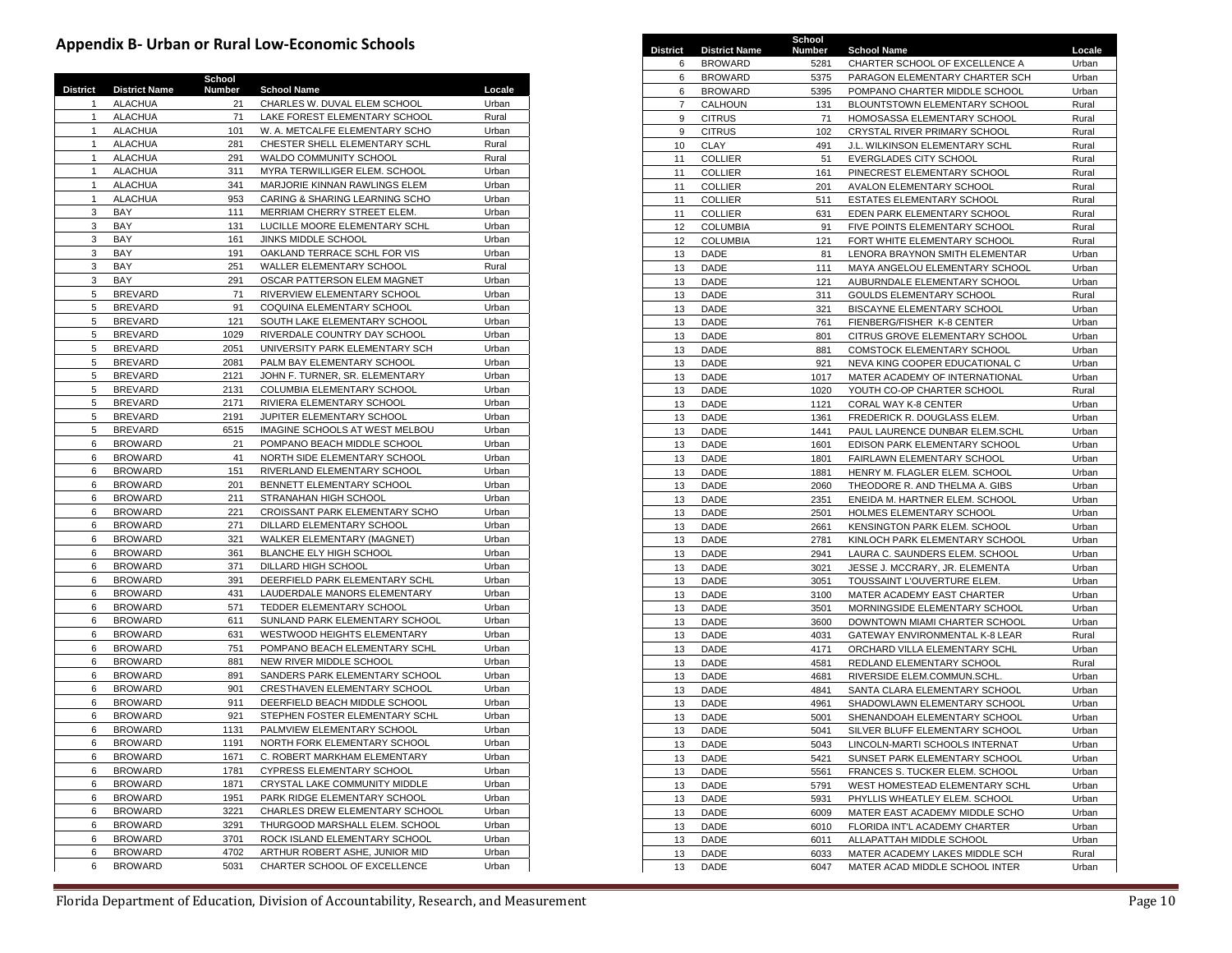## Appendix B- Urban or Rural Low-Economic Schools

| District | District Name | School Number | School Name | Locale |
|---|---|---|---|---|
| 1 | ALACHUA | 21 | CHARLES W. DUVAL ELEM SCHOOL | Urban |
| 1 | ALACHUA | 71 | LAKE FOREST ELEMENTARY SCHOOL | Rural |
| 1 | ALACHUA | 101 | W. A. METCALFE ELEMENTARY SCHO | Urban |
| 1 | ALACHUA | 281 | CHESTER SHELL ELEMENTARY SCHL | Rural |
| 1 | ALACHUA | 291 | WALDO COMMUNITY SCHOOL | Rural |
| 1 | ALACHUA | 311 | MYRA TERWILLIGER ELEM. SCHOOL | Urban |
| 1 | ALACHUA | 341 | MARJORIE KINNAN RAWLINGS ELEM | Urban |
| 1 | ALACHUA | 953 | CARING & SHARING LEARNING SCHO | Urban |
| 3 | BAY | 111 | MERRIAM CHERRY STREET ELEM. | Urban |
| 3 | BAY | 131 | LUCILLE MOORE ELEMENTARY SCHL | Urban |
| 3 | BAY | 161 | JINKS MIDDLE SCHOOL | Urban |
| 3 | BAY | 191 | OAKLAND TERRACE SCHL FOR VIS | Urban |
| 3 | BAY | 251 | WALLER ELEMENTARY SCHOOL | Rural |
| 3 | BAY | 291 | OSCAR PATTERSON ELEM MAGNET | Urban |
| 5 | BREVARD | 71 | RIVERVIEW ELEMENTARY SCHOOL | Urban |
| 5 | BREVARD | 91 | COQUINA ELEMENTARY SCHOOL | Urban |
| 5 | BREVARD | 121 | SOUTH LAKE ELEMENTARY SCHOOL | Urban |
| 5 | BREVARD | 1029 | RIVERDALE COUNTRY DAY SCHOOL | Urban |
| 5 | BREVARD | 2051 | UNIVERSITY PARK ELEMENTARY SCH | Urban |
| 5 | BREVARD | 2081 | PALM BAY ELEMENTARY SCHOOL | Urban |
| 5 | BREVARD | 2121 | JOHN F. TURNER, SR. ELEMENTARY | Urban |
| 5 | BREVARD | 2131 | COLUMBIA ELEMENTARY SCHOOL | Urban |
| 5 | BREVARD | 2171 | RIVIERA ELEMENTARY SCHOOL | Urban |
| 5 | BREVARD | 2191 | JUPITER ELEMENTARY SCHOOL | Urban |
| 5 | BREVARD | 6515 | IMAGINE SCHOOLS AT WEST MELBOU | Urban |
| 6 | BROWARD | 21 | POMPANO BEACH MIDDLE SCHOOL | Urban |
| 6 | BROWARD | 41 | NORTH SIDE ELEMENTARY SCHOOL | Urban |
| 6 | BROWARD | 151 | RIVERLAND ELEMENTARY SCHOOL | Urban |
| 6 | BROWARD | 201 | BENNETT ELEMENTARY SCHOOL | Urban |
| 6 | BROWARD | 211 | STRANAHAN HIGH SCHOOL | Urban |
| 6 | BROWARD | 221 | CROISSANT PARK ELEMENTARY SCHO | Urban |
| 6 | BROWARD | 271 | DILLARD ELEMENTARY SCHOOL | Urban |
| 6 | BROWARD | 321 | WALKER ELEMENTARY (MAGNET) | Urban |
| 6 | BROWARD | 361 | BLANCHE ELY HIGH SCHOOL | Urban |
| 6 | BROWARD | 371 | DILLARD HIGH SCHOOL | Urban |
| 6 | BROWARD | 391 | DEERFIELD PARK ELEMENTARY SCHL | Urban |
| 6 | BROWARD | 431 | LAUDERDALE MANORS ELEMENTARY | Urban |
| 6 | BROWARD | 571 | TEDDER ELEMENTARY SCHOOL | Urban |
| 6 | BROWARD | 611 | SUNLAND PARK ELEMENTARY SCHOOL | Urban |
| 6 | BROWARD | 631 | WESTWOOD HEIGHTS ELEMENTARY | Urban |
| 6 | BROWARD | 751 | POMPANO BEACH ELEMENTARY SCHL | Urban |
| 6 | BROWARD | 881 | NEW RIVER MIDDLE SCHOOL | Urban |
| 6 | BROWARD | 891 | SANDERS PARK ELEMENTARY SCHOOL | Urban |
| 6 | BROWARD | 901 | CRESTHAVEN ELEMENTARY SCHOOL | Urban |
| 6 | BROWARD | 911 | DEERFIELD BEACH MIDDLE SCHOOL | Urban |
| 6 | BROWARD | 921 | STEPHEN FOSTER ELEMENTARY SCHL | Urban |
| 6 | BROWARD | 1131 | PALMVIEW ELEMENTARY SCHOOL | Urban |
| 6 | BROWARD | 1191 | NORTH FORK ELEMENTARY SCHOOL | Urban |
| 6 | BROWARD | 1671 | C. ROBERT MARKHAM ELEMENTARY | Urban |
| 6 | BROWARD | 1781 | CYPRESS ELEMENTARY SCHOOL | Urban |
| 6 | BROWARD | 1871 | CRYSTAL LAKE COMMUNITY MIDDLE | Urban |
| 6 | BROWARD | 1951 | PARK RIDGE ELEMENTARY SCHOOL | Urban |
| 6 | BROWARD | 3221 | CHARLES DREW ELEMENTARY SCHOOL | Urban |
| 6 | BROWARD | 3291 | THURGOOD MARSHALL ELEM. SCHOOL | Urban |
| 6 | BROWARD | 3701 | ROCK ISLAND ELEMENTARY SCHOOL | Urban |
| 6 | BROWARD | 4702 | ARTHUR ROBERT ASHE, JUNIOR MID | Urban |
| 6 | BROWARD | 5031 | CHARTER SCHOOL OF EXCELLENCE | Urban |
| 6 | BROWARD | 5281 | CHARTER SCHOOL OF EXCELLENCE A | Urban |
| 6 | BROWARD | 5375 | PARAGON ELEMENTARY CHARTER SCH | Urban |
| 6 | BROWARD | 5395 | POMPANO CHARTER MIDDLE SCHOOL | Urban |
| 7 | CALHOUN | 131 | BLOUNTSTOWN ELEMENTARY SCHOOL | Rural |
| 9 | CITRUS | 71 | HOMOSASSA ELEMENTARY SCHOOL | Rural |
| 9 | CITRUS | 102 | CRYSTAL RIVER PRIMARY SCHOOL | Rural |
| 10 | CLAY | 491 | J.L. WILKINSON ELEMENTARY SCHL | Rural |
| 11 | COLLIER | 51 | EVERGLADES CITY SCHOOL | Rural |
| 11 | COLLIER | 161 | PINECREST ELEMENTARY SCHOOL | Rural |
| 11 | COLLIER | 201 | AVALON ELEMENTARY SCHOOL | Rural |
| 11 | COLLIER | 511 | ESTATES ELEMENTARY SCHOOL | Rural |
| 11 | COLLIER | 631 | EDEN PARK ELEMENTARY SCHOOL | Rural |
| 12 | COLUMBIA | 91 | FIVE POINTS ELEMENTARY SCHOOL | Rural |
| 12 | COLUMBIA | 121 | FORT WHITE ELEMENTARY SCHOOL | Rural |
| 13 | DADE | 81 | LENORA BRAYNON SMITH ELEMENTAR | Urban |
| 13 | DADE | 111 | MAYA ANGELOU ELEMENTARY SCHOOL | Urban |
| 13 | DADE | 121 | AUBURNDALE ELEMENTARY SCHOOL | Urban |
| 13 | DADE | 311 | GOULDS ELEMENTARY SCHOOL | Rural |
| 13 | DADE | 321 | BISCAYNE ELEMENTARY SCHOOL | Urban |
| 13 | DADE | 761 | FIENBERG/FISHER K-8 CENTER | Urban |
| 13 | DADE | 801 | CITRUS GROVE ELEMENTARY SCHOOL | Urban |
| 13 | DADE | 881 | COMSTOCK ELEMENTARY SCHOOL | Urban |
| 13 | DADE | 921 | NEVA KING COOPER EDUCATIONAL C | Urban |
| 13 | DADE | 1017 | MATER ACADEMY OF INTERNATIONAL | Urban |
| 13 | DADE | 1020 | YOUTH CO-OP CHARTER SCHOOL | Rural |
| 13 | DADE | 1121 | CORAL WAY K-8 CENTER | Urban |
| 13 | DADE | 1361 | FREDERICK R. DOUGLASS ELEM. | Urban |
| 13 | DADE | 1441 | PAUL LAURENCE DUNBAR ELEM.SCHL | Urban |
| 13 | DADE | 1601 | EDISON PARK ELEMENTARY SCHOOL | Urban |
| 13 | DADE | 1801 | FAIRLAWN ELEMENTARY SCHOOL | Urban |
| 13 | DADE | 1881 | HENRY M. FLAGLER ELEM. SCHOOL | Urban |
| 13 | DADE | 2060 | THEODORE R. AND THELMA A. GIBS | Urban |
| 13 | DADE | 2351 | ENEIDA M. HARTNER ELEM. SCHOOL | Urban |
| 13 | DADE | 2501 | HOLMES ELEMENTARY SCHOOL | Urban |
| 13 | DADE | 2661 | KENSINGTON PARK ELEM. SCHOOL | Urban |
| 13 | DADE | 2781 | KINLOCH PARK ELEMENTARY SCHOOL | Urban |
| 13 | DADE | 2941 | LAURA C. SAUNDERS ELEM. SCHOOL | Urban |
| 13 | DADE | 3021 | JESSE J. MCCRARY, JR. ELEMENTA | Urban |
| 13 | DADE | 3051 | TOUSSAINT L'OUVERTURE ELEM. | Urban |
| 13 | DADE | 3100 | MATER ACADEMY EAST CHARTER | Urban |
| 13 | DADE | 3501 | MORNINGSIDE ELEMENTARY SCHOOL | Urban |
| 13 | DADE | 3600 | DOWNTOWN MIAMI CHARTER SCHOOL | Urban |
| 13 | DADE | 4031 | GATEWAY ENVIRONMENTAL K-8 LEAR | Rural |
| 13 | DADE | 4171 | ORCHARD VILLA ELEMENTARY SCHL | Urban |
| 13 | DADE | 4581 | REDLAND ELEMENTARY SCHOOL | Rural |
| 13 | DADE | 4681 | RIVERSIDE ELEM.COMMUN.SCHL. | Urban |
| 13 | DADE | 4841 | SANTA CLARA ELEMENTARY SCHOOL | Urban |
| 13 | DADE | 4961 | SHADOWLAWN ELEMENTARY SCHOOL | Urban |
| 13 | DADE | 5001 | SHENANDOAH ELEMENTARY SCHOOL | Urban |
| 13 | DADE | 5041 | SILVER BLUFF ELEMENTARY SCHOOL | Urban |
| 13 | DADE | 5043 | LINCOLN-MARTI SCHOOLS INTERNAT | Urban |
| 13 | DADE | 5421 | SUNSET PARK ELEMENTARY SCHOOL | Urban |
| 13 | DADE | 5561 | FRANCES S. TUCKER ELEM. SCHOOL | Urban |
| 13 | DADE | 5791 | WEST HOMESTEAD ELEMENTARY SCHL | Urban |
| 13 | DADE | 5931 | PHYLLIS WHEATLEY ELEM. SCHOOL | Urban |
| 13 | DADE | 6009 | MATER EAST ACADEMY MIDDLE SCHO | Urban |
| 13 | DADE | 6010 | FLORIDA INT'L ACADEMY CHARTER | Urban |
| 13 | DADE | 6011 | ALLAPATTAH MIDDLE SCHOOL | Urban |
| 13 | DADE | 6033 | MATER ACADEMY LAKES MIDDLE SCH | Rural |
| 13 | DADE | 6047 | MATER ACAD MIDDLE SCHOOL INTER | Urban |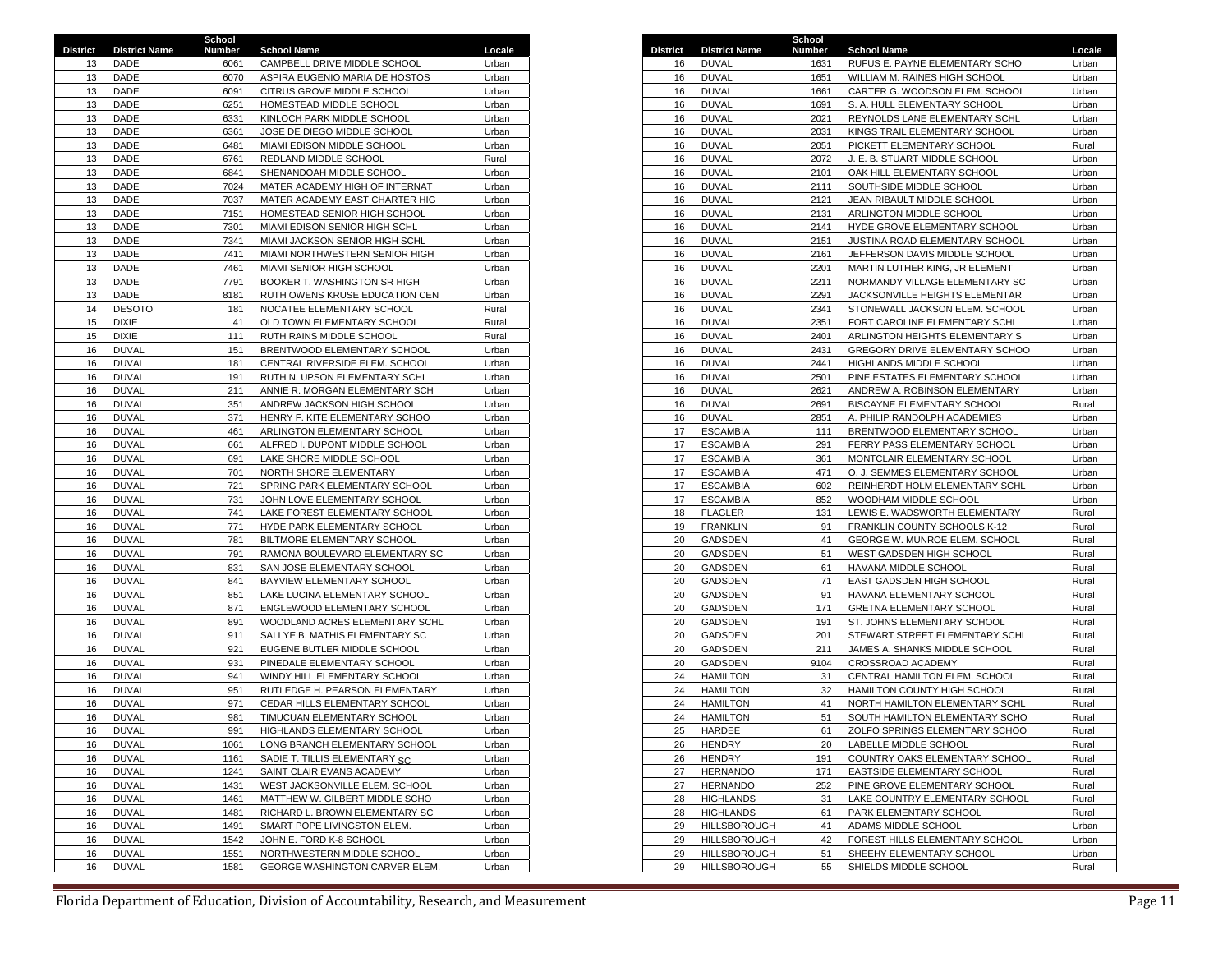| District | District Name | School Number | School Name | Locale |
|---|---|---|---|---|
| 13 | DADE | 6061 | CAMPBELL DRIVE MIDDLE SCHOOL | Urban |
| 13 | DADE | 6070 | ASPIRA EUGENIO MARIA DE HOSTOS | Urban |
| 13 | DADE | 6091 | CITRUS GROVE MIDDLE SCHOOL | Urban |
| 13 | DADE | 6251 | HOMESTEAD MIDDLE SCHOOL | Urban |
| 13 | DADE | 6331 | KINLOCH PARK MIDDLE SCHOOL | Urban |
| 13 | DADE | 6361 | JOSE DE DIEGO MIDDLE SCHOOL | Urban |
| 13 | DADE | 6481 | MIAMI EDISON MIDDLE SCHOOL | Urban |
| 13 | DADE | 6761 | REDLAND MIDDLE SCHOOL | Rural |
| 13 | DADE | 6841 | SHENANDOAH MIDDLE SCHOOL | Urban |
| 13 | DADE | 7024 | MATER ACADEMY HIGH OF INTERNAT | Urban |
| 13 | DADE | 7037 | MATER ACADEMY EAST CHARTER HIG | Urban |
| 13 | DADE | 7151 | HOMESTEAD SENIOR HIGH SCHOOL | Urban |
| 13 | DADE | 7301 | MIAMI EDISON SENIOR HIGH SCHL | Urban |
| 13 | DADE | 7341 | MIAMI JACKSON SENIOR HIGH SCHL | Urban |
| 13 | DADE | 7411 | MIAMI NORTHWESTERN SENIOR HIGH | Urban |
| 13 | DADE | 7461 | MIAMI SENIOR HIGH SCHOOL | Urban |
| 13 | DADE | 7791 | BOOKER T. WASHINGTON SR HIGH | Urban |
| 13 | DADE | 8181 | RUTH OWENS KRUSE EDUCATION CEN | Urban |
| 14 | DESOTO | 181 | NOCATEE ELEMENTARY SCHOOL | Rural |
| 15 | DIXIE | 41 | OLD TOWN ELEMENTARY SCHOOL | Rural |
| 15 | DIXIE | 111 | RUTH RAINS MIDDLE SCHOOL | Rural |
| 16 | DUVAL | 151 | BRENTWOOD ELEMENTARY SCHOOL | Urban |
| 16 | DUVAL | 181 | CENTRAL RIVERSIDE ELEM. SCHOOL | Urban |
| 16 | DUVAL | 191 | RUTH N. UPSON ELEMENTARY SCHL | Urban |
| 16 | DUVAL | 211 | ANNIE R. MORGAN ELEMENTARY SCH | Urban |
| 16 | DUVAL | 351 | ANDREW JACKSON HIGH SCHOOL | Urban |
| 16 | DUVAL | 371 | HENRY F. KITE ELEMENTARY SCHOO | Urban |
| 16 | DUVAL | 461 | ARLINGTON ELEMENTARY SCHOOL | Urban |
| 16 | DUVAL | 661 | ALFRED I. DUPONT MIDDLE SCHOOL | Urban |
| 16 | DUVAL | 691 | LAKE SHORE MIDDLE SCHOOL | Urban |
| 16 | DUVAL | 701 | NORTH SHORE ELEMENTARY | Urban |
| 16 | DUVAL | 721 | SPRING PARK ELEMENTARY SCHOOL | Urban |
| 16 | DUVAL | 731 | JOHN LOVE ELEMENTARY SCHOOL | Urban |
| 16 | DUVAL | 741 | LAKE FOREST ELEMENTARY SCHOOL | Urban |
| 16 | DUVAL | 771 | HYDE PARK ELEMENTARY SCHOOL | Urban |
| 16 | DUVAL | 781 | BILTMORE ELEMENTARY SCHOOL | Urban |
| 16 | DUVAL | 791 | RAMONA BOULEVARD ELEMENTARY SC | Urban |
| 16 | DUVAL | 831 | SAN JOSE ELEMENTARY SCHOOL | Urban |
| 16 | DUVAL | 841 | BAYVIEW ELEMENTARY SCHOOL | Urban |
| 16 | DUVAL | 851 | LAKE LUCINA ELEMENTARY SCHOOL | Urban |
| 16 | DUVAL | 871 | ENGLEWOOD ELEMENTARY SCHOOL | Urban |
| 16 | DUVAL | 891 | WOODLAND ACRES ELEMENTARY SCHL | Urban |
| 16 | DUVAL | 911 | SALLYE B. MATHIS ELEMENTARY SC | Urban |
| 16 | DUVAL | 921 | EUGENE BUTLER MIDDLE SCHOOL | Urban |
| 16 | DUVAL | 931 | PINEDALE ELEMENTARY SCHOOL | Urban |
| 16 | DUVAL | 941 | WINDY HILL ELEMENTARY SCHOOL | Urban |
| 16 | DUVAL | 951 | RUTLEDGE H. PEARSON ELEMENTARY | Urban |
| 16 | DUVAL | 971 | CEDAR HILLS ELEMENTARY SCHOOL | Urban |
| 16 | DUVAL | 981 | TIMUCUAN ELEMENTARY SCHOOL | Urban |
| 16 | DUVAL | 991 | HIGHLANDS ELEMENTARY SCHOOL | Urban |
| 16 | DUVAL | 1061 | LONG BRANCH ELEMENTARY SCHOOL | Urban |
| 16 | DUVAL | 1161 | SADIE T. TILLIS ELEMENTARY SC | Urban |
| 16 | DUVAL | 1241 | SAINT CLAIR EVANS ACADEMY | Urban |
| 16 | DUVAL | 1431 | WEST JACKSONVILLE ELEM. SCHOOL | Urban |
| 16 | DUVAL | 1461 | MATTHEW W. GILBERT MIDDLE SCHO | Urban |
| 16 | DUVAL | 1481 | RICHARD L. BROWN ELEMENTARY SC | Urban |
| 16 | DUVAL | 1491 | SMART POPE LIVINGSTON ELEM. | Urban |
| 16 | DUVAL | 1542 | JOHN E. FORD K-8 SCHOOL | Urban |
| 16 | DUVAL | 1551 | NORTHWESTERN MIDDLE SCHOOL | Urban |
| 16 | DUVAL | 1581 | GEORGE WASHINGTON CARVER ELEM. | Urban |
| 16 | DUVAL | 1631 | RUFUS E. PAYNE ELEMENTARY SCHO | Urban |
| 16 | DUVAL | 1651 | WILLIAM M. RAINES HIGH SCHOOL | Urban |
| 16 | DUVAL | 1661 | CARTER G. WOODSON ELEM. SCHOOL | Urban |
| 16 | DUVAL | 1691 | S. A. HULL ELEMENTARY SCHOOL | Urban |
| 16 | DUVAL | 2021 | REYNOLDS LANE ELEMENTARY SCHL | Urban |
| 16 | DUVAL | 2031 | KINGS TRAIL ELEMENTARY SCHOOL | Urban |
| 16 | DUVAL | 2051 | PICKETT ELEMENTARY SCHOOL | Rural |
| 16 | DUVAL | 2072 | J. E. B. STUART MIDDLE SCHOOL | Urban |
| 16 | DUVAL | 2101 | OAK HILL ELEMENTARY SCHOOL | Urban |
| 16 | DUVAL | 2111 | SOUTHSIDE MIDDLE SCHOOL | Urban |
| 16 | DUVAL | 2121 | JEAN RIBAULT MIDDLE SCHOOL | Urban |
| 16 | DUVAL | 2131 | ARLINGTON MIDDLE SCHOOL | Urban |
| 16 | DUVAL | 2141 | HYDE GROVE ELEMENTARY SCHOOL | Urban |
| 16 | DUVAL | 2151 | JUSTINA ROAD ELEMENTARY SCHOOL | Urban |
| 16 | DUVAL | 2161 | JEFFERSON DAVIS MIDDLE SCHOOL | Urban |
| 16 | DUVAL | 2201 | MARTIN LUTHER KING, JR ELEMENT | Urban |
| 16 | DUVAL | 2211 | NORMANDY VILLAGE ELEMENTARY SC | Urban |
| 16 | DUVAL | 2291 | JACKSONVILLE HEIGHTS ELEMENTAR | Urban |
| 16 | DUVAL | 2341 | STONEWALL JACKSON ELEM. SCHOOL | Urban |
| 16 | DUVAL | 2351 | FORT CAROLINE ELEMENTARY SCHL | Urban |
| 16 | DUVAL | 2401 | ARLINGTON HEIGHTS ELEMENTARY S | Urban |
| 16 | DUVAL | 2431 | GREGORY DRIVE ELEMENTARY SCHOO | Urban |
| 16 | DUVAL | 2441 | HIGHLANDS MIDDLE SCHOOL | Urban |
| 16 | DUVAL | 2501 | PINE ESTATES ELEMENTARY SCHOOL | Urban |
| 16 | DUVAL | 2621 | ANDREW A. ROBINSON ELEMENTARY | Urban |
| 16 | DUVAL | 2691 | BISCAYNE ELEMENTARY SCHOOL | Rural |
| 16 | DUVAL | 2851 | A. PHILIP RANDOLPH ACADEMIES | Urban |
| 17 | ESCAMBIA | 111 | BRENTWOOD ELEMENTARY SCHOOL | Urban |
| 17 | ESCAMBIA | 291 | FERRY PASS ELEMENTARY SCHOOL | Urban |
| 17 | ESCAMBIA | 361 | MONTCLAIR ELEMENTARY SCHOOL | Urban |
| 17 | ESCAMBIA | 471 | O. J. SEMMES ELEMENTARY SCHOOL | Urban |
| 17 | ESCAMBIA | 602 | REINHERDT HOLM ELEMENTARY SCHL | Urban |
| 17 | ESCAMBIA | 852 | WOODHAM MIDDLE SCHOOL | Urban |
| 18 | FLAGLER | 131 | LEWIS E. WADSWORTH ELEMENTARY | Rural |
| 19 | FRANKLIN | 91 | FRANKLIN COUNTY SCHOOLS K-12 | Rural |
| 20 | GADSDEN | 41 | GEORGE W. MUNROE ELEM. SCHOOL | Rural |
| 20 | GADSDEN | 51 | WEST GADSDEN HIGH SCHOOL | Rural |
| 20 | GADSDEN | 61 | HAVANA MIDDLE SCHOOL | Rural |
| 20 | GADSDEN | 71 | EAST GADSDEN HIGH SCHOOL | Rural |
| 20 | GADSDEN | 91 | HAVANA ELEMENTARY SCHOOL | Rural |
| 20 | GADSDEN | 171 | GRETNA ELEMENTARY SCHOOL | Rural |
| 20 | GADSDEN | 191 | ST. JOHNS ELEMENTARY SCHOOL | Rural |
| 20 | GADSDEN | 201 | STEWART STREET ELEMENTARY SCHL | Rural |
| 20 | GADSDEN | 211 | JAMES A. SHANKS MIDDLE SCHOOL | Rural |
| 20 | GADSDEN | 9104 | CROSSROAD ACADEMY | Rural |
| 24 | HAMILTON | 31 | CENTRAL HAMILTON ELEM. SCHOOL | Rural |
| 24 | HAMILTON | 32 | HAMILTON COUNTY HIGH SCHOOL | Rural |
| 24 | HAMILTON | 41 | NORTH HAMILTON ELEMENTARY SCHL | Rural |
| 24 | HAMILTON | 51 | SOUTH HAMILTON ELEMENTARY SCHO | Rural |
| 25 | HARDEE | 61 | ZOLFO SPRINGS ELEMENTARY SCHOO | Rural |
| 26 | HENDRY | 20 | LABELLE MIDDLE SCHOOL | Rural |
| 26 | HENDRY | 191 | COUNTRY OAKS ELEMENTARY SCHOOL | Rural |
| 27 | HERNANDO | 171 | EASTSIDE ELEMENTARY SCHOOL | Rural |
| 27 | HERNANDO | 252 | PINE GROVE ELEMENTARY SCHOOL | Rural |
| 28 | HIGHLANDS | 31 | LAKE COUNTRY ELEMENTARY SCHOOL | Rural |
| 28 | HIGHLANDS | 61 | PARK ELEMENTARY SCHOOL | Rural |
| 29 | HILLSBOROUGH | 41 | ADAMS MIDDLE SCHOOL | Urban |
| 29 | HILLSBOROUGH | 42 | FOREST HILLS ELEMENTARY SCHOOL | Urban |
| 29 | HILLSBOROUGH | 51 | SHEEHY ELEMENTARY SCHOOL | Urban |
| 29 | HILLSBOROUGH | 55 | SHIELDS MIDDLE SCHOOL | Rural |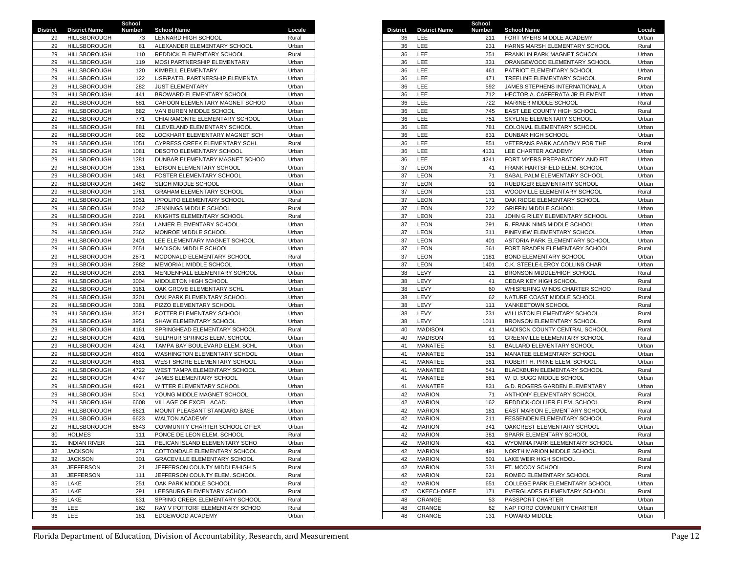| District | District Name | School Number | School Name | Locale |
|---|---|---|---|---|
| 29 | HILLSBOROUGH | 73 | LENNARD HIGH SCHOOL | Rural |
| 29 | HILLSBOROUGH | 81 | ALEXANDER ELEMENTARY SCHOOL | Urban |
| 29 | HILLSBOROUGH | 110 | REDDICK ELEMENTARY SCHOOL | Rural |
| 29 | HILLSBOROUGH | 119 | MOSI PARTNERSHIP ELEMENTARY | Urban |
| 29 | HILLSBOROUGH | 120 | KIMBELL ELEMENTARY | Urban |
| 29 | HILLSBOROUGH | 122 | USF/PATEL PARTNERSHIP ELEMENTA | Urban |
| 29 | HILLSBOROUGH | 282 | JUST ELEMENTARY | Urban |
| 29 | HILLSBOROUGH | 441 | BROWARD ELEMENTARY SCHOOL | Urban |
| 29 | HILLSBOROUGH | 681 | CAHOON ELEMENTARY MAGNET SCHOO | Urban |
| 29 | HILLSBOROUGH | 682 | VAN BUREN MIDDLE SCHOOL | Urban |
| 29 | HILLSBOROUGH | 771 | CHIARAMONTE ELEMENTARY SCHOOL | Urban |
| 29 | HILLSBOROUGH | 881 | CLEVELAND ELEMENTARY SCHOOL | Urban |
| 29 | HILLSBOROUGH | 962 | LOCKHART ELEMENTARY MAGNET SCH | Urban |
| 29 | HILLSBOROUGH | 1051 | CYPRESS CREEK ELEMENTARY SCHL | Rural |
| 29 | HILLSBOROUGH | 1081 | DESOTO ELEMENTARY SCHOOL | Urban |
| 29 | HILLSBOROUGH | 1281 | DUNBAR ELEMENTARY MAGNET SCHOO | Urban |
| 29 | HILLSBOROUGH | 1361 | EDISON ELEMENTARY SCHOOL | Urban |
| 29 | HILLSBOROUGH | 1481 | FOSTER ELEMENTARY SCHOOL | Urban |
| 29 | HILLSBOROUGH | 1482 | SLIGH MIDDLE SCHOOL | Urban |
| 29 | HILLSBOROUGH | 1761 | GRAHAM ELEMENTARY SCHOOL | Urban |
| 29 | HILLSBOROUGH | 1951 | IPPOLITO ELEMENTARY SCHOOL | Rural |
| 29 | HILLSBOROUGH | 2042 | JENNINGS MIDDLE SCHOOL | Rural |
| 29 | HILLSBOROUGH | 2291 | KNIGHTS ELEMENTARY SCHOOL | Rural |
| 29 | HILLSBOROUGH | 2361 | LANIER ELEMENTARY SCHOOL | Urban |
| 29 | HILLSBOROUGH | 2362 | MONROE MIDDLE SCHOOL | Urban |
| 29 | HILLSBOROUGH | 2401 | LEE ELEMENTARY MAGNET SCHOOL | Urban |
| 29 | HILLSBOROUGH | 2651 | MADISON MIDDLE SCHOOL | Urban |
| 29 | HILLSBOROUGH | 2871 | MCDONALD ELEMENTARY SCHOOL | Rural |
| 29 | HILLSBOROUGH | 2882 | MEMORIAL MIDDLE SCHOOL | Urban |
| 29 | HILLSBOROUGH | 2961 | MENDENHALL ELEMENTARY SCHOOL | Urban |
| 29 | HILLSBOROUGH | 3004 | MIDDLETON HIGH SCHOOL | Urban |
| 29 | HILLSBOROUGH | 3161 | OAK GROVE ELEMENTARY SCHL | Urban |
| 29 | HILLSBOROUGH | 3201 | OAK PARK ELEMENTARY SCHOOL | Urban |
| 29 | HILLSBOROUGH | 3381 | PIZZO ELEMENTARY SCHOOL | Urban |
| 29 | HILLSBOROUGH | 3521 | POTTER ELEMENTARY SCHOOL | Urban |
| 29 | HILLSBOROUGH | 3951 | SHAW ELEMENTARY SCHOOL | Urban |
| 29 | HILLSBOROUGH | 4161 | SPRINGHEAD ELEMENTARY SCHOOL | Rural |
| 29 | HILLSBOROUGH | 4201 | SULPHUR SPRINGS ELEM. SCHOOL | Urban |
| 29 | HILLSBOROUGH | 4241 | TAMPA BAY BOULEVARD ELEM. SCHL | Urban |
| 29 | HILLSBOROUGH | 4601 | WASHINGTON ELEMENTARY SCHOOL | Urban |
| 29 | HILLSBOROUGH | 4681 | WEST SHORE ELEMENTARY SCHOOL | Urban |
| 29 | HILLSBOROUGH | 4722 | WEST TAMPA ELEMENTARY SCHOOL | Urban |
| 29 | HILLSBOROUGH | 4747 | JAMES ELEMENTARY SCHOOL | Urban |
| 29 | HILLSBOROUGH | 4921 | WITTER ELEMENTARY SCHOOL | Urban |
| 29 | HILLSBOROUGH | 5041 | YOUNG MIDDLE MAGNET SCHOOL | Urban |
| 29 | HILLSBOROUGH | 6608 | VILLAGE OF EXCEL. ACAD. | Urban |
| 29 | HILLSBOROUGH | 6621 | MOUNT PLEASANT STANDARD BASE | Urban |
| 29 | HILLSBOROUGH | 6623 | WALTON ACADEMY | Urban |
| 29 | HILLSBOROUGH | 6643 | COMMUNITY CHARTER SCHOOL OF EX | Urban |
| 30 | HOLMES | 111 | PONCE DE LEON ELEM. SCHOOL | Rural |
| 31 | INDIAN RIVER | 121 | PELICAN ISLAND ELEMENTARY SCHO | Urban |
| 32 | JACKSON | 271 | COTTONDALE ELEMENTARY SCHOOL | Rural |
| 32 | JACKSON | 301 | GRACEVILLE ELEMENTARY SCHOOL | Rural |
| 33 | JEFFERSON | 21 | JEFFERSON COUNTY MIDDLE/HIGH S | Rural |
| 33 | JEFFERSON | 111 | JEFFERSON COUNTY ELEM. SCHOOL | Rural |
| 35 | LAKE | 251 | OAK PARK MIDDLE SCHOOL | Rural |
| 35 | LAKE | 291 | LEESBURG ELEMENTARY SCHOOL | Rural |
| 35 | LAKE | 631 | SPRING CREEK ELEMENTARY SCHOOL | Rural |
| 36 | LEE | 162 | RAY V POTTORF ELEMENTARY SCHOO | Rural |
| 36 | LEE | 181 | EDGEWOOD ACADEMY | Urban |
| 36 | LEE | 211 | FORT MYERS MIDDLE ACADEMY | Urban |
| 36 | LEE | 231 | HARNS MARSH ELEMENTARY SCHOOL | Rural |
| 36 | LEE | 251 | FRANKLIN PARK MAGNET SCHOOL | Urban |
| 36 | LEE | 331 | ORANGEWOOD ELEMENTARY SCHOOL | Urban |
| 36 | LEE | 461 | PATRIOT ELEMENTARY SCHOOL | Urban |
| 36 | LEE | 471 | TREELINE ELEMENTARY SCHOOL | Rural |
| 36 | LEE | 592 | JAMES STEPHENS INTERNATIONAL A | Urban |
| 36 | LEE | 712 | HECTOR A. CAFFERATA JR ELEMENT | Urban |
| 36 | LEE | 722 | MARINER MIDDLE SCHOOL | Rural |
| 36 | LEE | 745 | EAST LEE COUNTY HIGH SCHOOL | Rural |
| 36 | LEE | 751 | SKYLINE ELEMENTARY SCHOOL | Urban |
| 36 | LEE | 781 | COLONIAL ELEMENTARY SCHOOL | Urban |
| 36 | LEE | 831 | DUNBAR HIGH SCHOOL | Urban |
| 36 | LEE | 851 | VETERANS PARK ACADEMY FOR THE | Rural |
| 36 | LEE | 4131 | LEE CHARTER ACADEMY | Urban |
| 36 | LEE | 4241 | FORT MYERS PREPARATORY AND FIT | Urban |
| 37 | LEON | 41 | FRANK HARTSFIELD ELEM. SCHOOL | Urban |
| 37 | LEON | 71 | SABAL PALM ELEMENTARY SCHOOL | Urban |
| 37 | LEON | 91 | RUEDIGER ELEMENTARY SCHOOL | Urban |
| 37 | LEON | 131 | WOODVILLE ELEMENTARY SCHOOL | Rural |
| 37 | LEON | 171 | OAK RIDGE ELEMENTARY SCHOOL | Urban |
| 37 | LEON | 222 | GRIFFIN MIDDLE SCHOOL | Urban |
| 37 | LEON | 231 | JOHN G RILEY ELEMENTARY SCHOOL | Urban |
| 37 | LEON | 291 | R. FRANK NIMS MIDDLE SCHOOL | Urban |
| 37 | LEON | 311 | PINEVIEW ELEMENTARY SCHOOL | Urban |
| 37 | LEON | 401 | ASTORIA PARK ELEMENTARY SCHOOL | Urban |
| 37 | LEON | 561 | FORT BRADEN ELEMENTARY SCHOOL | Rural |
| 37 | LEON | 1181 | BOND ELEMENTARY SCHOOL | Urban |
| 37 | LEON | 1401 | C.K. STEELE-LEROY COLLINS CHAR | Urban |
| 38 | LEVY | 21 | BRONSON MIDDLE/HIGH SCHOOL | Rural |
| 38 | LEVY | 41 | CEDAR KEY HIGH SCHOOL | Rural |
| 38 | LEVY | 60 | WHISPERING WINDS CHARTER SCHOO | Rural |
| 38 | LEVY | 62 | NATURE COAST MIDDLE SCHOOL | Rural |
| 38 | LEVY | 111 | YANKEETOWN SCHOOL | Rural |
| 38 | LEVY | 231 | WILLISTON ELEMENTARY SCHOOL | Rural |
| 38 | LEVY | 1011 | BRONSON ELEMENTARY SCHOOL | Rural |
| 40 | MADISON | 41 | MADISON COUNTY CENTRAL SCHOOL | Rural |
| 40 | MADISON | 91 | GREENVILLE ELEMENTARY SCHOOL | Rural |
| 41 | MANATEE | 51 | BALLARD ELEMENTARY SCHOOL | Urban |
| 41 | MANATEE | 151 | MANATEE ELEMENTARY SCHOOL | Urban |
| 41 | MANATEE | 381 | ROBERT H. PRINE ELEM. SCHOOL | Urban |
| 41 | MANATEE | 541 | BLACKBURN ELEMENTARY SCHOOL | Rural |
| 41 | MANATEE | 581 | W. D. SUGG MIDDLE SCHOOL | Urban |
| 41 | MANATEE | 831 | G.D. ROGERS GARDEN ELEMENTARY | Urban |
| 42 | MARION | 71 | ANTHONY ELEMENTARY SCHOOL | Rural |
| 42 | MARION | 162 | REDDICK-COLLIER ELEM. SCHOOL | Rural |
| 42 | MARION | 181 | EAST MARION ELEMENTARY SCHOOL | Rural |
| 42 | MARION | 211 | FESSENDEN ELEMENTARY SCHOOL | Rural |
| 42 | MARION | 341 | OAKCREST ELEMENTARY SCHOOL | Urban |
| 42 | MARION | 381 | SPARR ELEMENTARY SCHOOL | Rural |
| 42 | MARION | 431 | WYOMINA PARK ELEMENTARY SCHOOL | Urban |
| 42 | MARION | 491 | NORTH MARION MIDDLE SCHOOL | Rural |
| 42 | MARION | 501 | LAKE WEIR HIGH SCHOOL | Rural |
| 42 | MARION | 531 | FT. MCCOY SCHOOL | Rural |
| 42 | MARION | 621 | ROMEO ELEMENTARY SCHOOL | Rural |
| 42 | MARION | 651 | COLLEGE PARK ELEMENTARY SCHOOL | Urban |
| 47 | OKEECHOBEE | 171 | EVERGLADES ELEMENTARY SCHOOL | Rural |
| 48 | ORANGE | 53 | PASSPORT CHARTER | Urban |
| 48 | ORANGE | 62 | NAP FORD COMMUNITY CHARTER | Urban |
| 48 | ORANGE | 131 | HOWARD MIDDLE | Urban |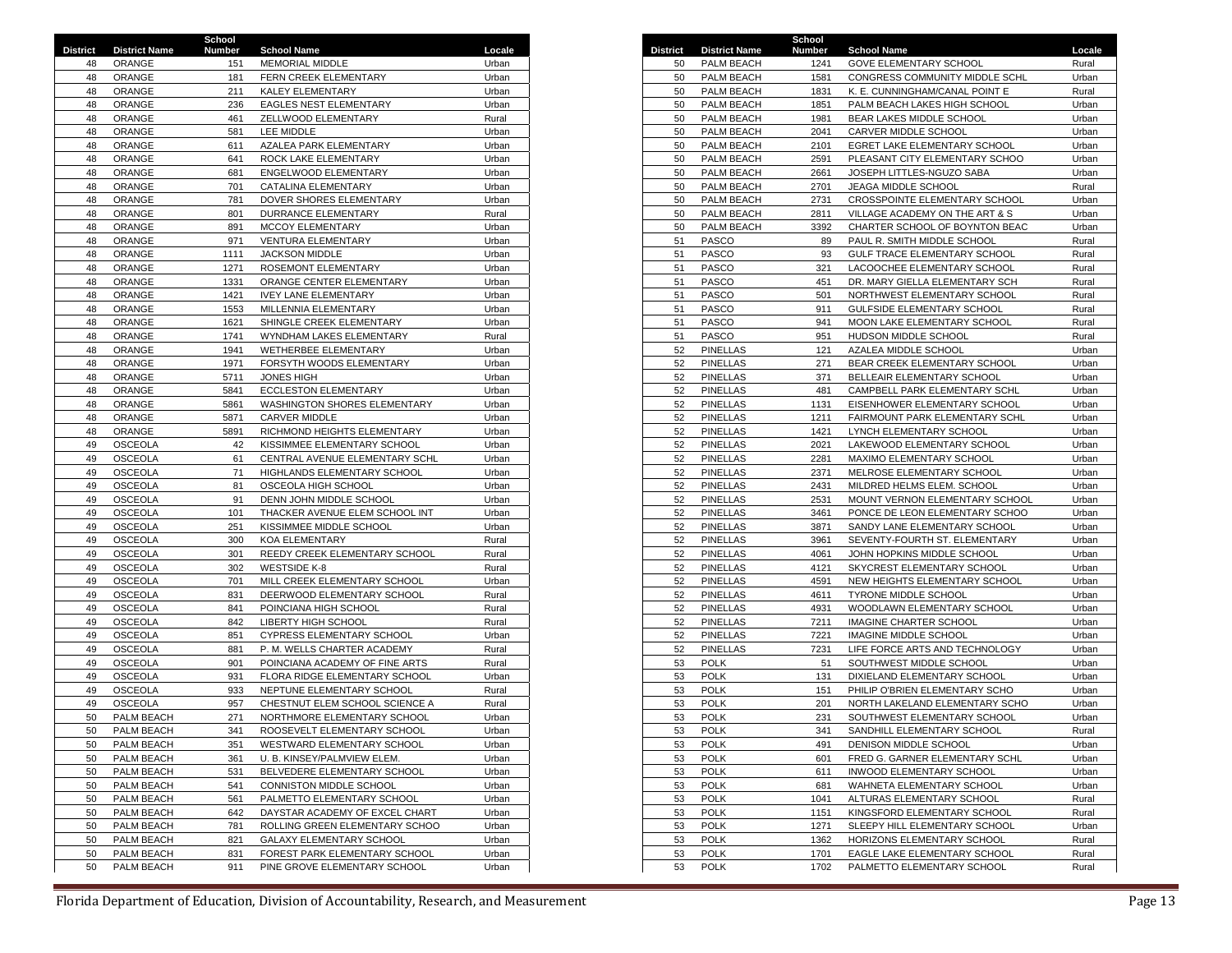| District | District Name | School Number | School Name | Locale |
|---|---|---|---|---|
| 48 | ORANGE | 151 | MEMORIAL MIDDLE | Urban |
| 48 | ORANGE | 181 | FERN CREEK ELEMENTARY | Urban |
| 48 | ORANGE | 211 | KALEY ELEMENTARY | Urban |
| 48 | ORANGE | 236 | EAGLES NEST ELEMENTARY | Urban |
| 48 | ORANGE | 461 | ZELLWOOD ELEMENTARY | Rural |
| 48 | ORANGE | 581 | LEE MIDDLE | Urban |
| 48 | ORANGE | 611 | AZALEA PARK ELEMENTARY | Urban |
| 48 | ORANGE | 641 | ROCK LAKE ELEMENTARY | Urban |
| 48 | ORANGE | 681 | ENGELWOOD ELEMENTARY | Urban |
| 48 | ORANGE | 701 | CATALINA ELEMENTARY | Urban |
| 48 | ORANGE | 781 | DOVER SHORES ELEMENTARY | Urban |
| 48 | ORANGE | 801 | DURRANCE ELEMENTARY | Rural |
| 48 | ORANGE | 891 | MCCOY ELEMENTARY | Urban |
| 48 | ORANGE | 971 | VENTURA ELEMENTARY | Urban |
| 48 | ORANGE | 1111 | JACKSON MIDDLE | Urban |
| 48 | ORANGE | 1271 | ROSEMONT ELEMENTARY | Urban |
| 48 | ORANGE | 1331 | ORANGE CENTER ELEMENTARY | Urban |
| 48 | ORANGE | 1421 | IVEY LANE ELEMENTARY | Urban |
| 48 | ORANGE | 1553 | MILLENNIA ELEMENTARY | Urban |
| 48 | ORANGE | 1621 | SHINGLE CREEK ELEMENTARY | Urban |
| 48 | ORANGE | 1741 | WYNDHAM LAKES ELEMENTARY | Rural |
| 48 | ORANGE | 1941 | WETHERBEE ELEMENTARY | Urban |
| 48 | ORANGE | 1971 | FORSYTH WOODS ELEMENTARY | Urban |
| 48 | ORANGE | 5711 | JONES HIGH | Urban |
| 48 | ORANGE | 5841 | ECCLESTON ELEMENTARY | Urban |
| 48 | ORANGE | 5861 | WASHINGTON SHORES ELEMENTARY | Urban |
| 48 | ORANGE | 5871 | CARVER MIDDLE | Urban |
| 48 | ORANGE | 5891 | RICHMOND HEIGHTS ELEMENTARY | Urban |
| 49 | OSCEOLA | 42 | KISSIMMEE ELEMENTARY SCHOOL | Urban |
| 49 | OSCEOLA | 61 | CENTRAL AVENUE ELEMENTARY SCHL | Urban |
| 49 | OSCEOLA | 71 | HIGHLANDS ELEMENTARY SCHOOL | Urban |
| 49 | OSCEOLA | 81 | OSCEOLA HIGH SCHOOL | Urban |
| 49 | OSCEOLA | 91 | DENN JOHN MIDDLE SCHOOL | Urban |
| 49 | OSCEOLA | 101 | THACKER AVENUE ELEM SCHOOL INT | Urban |
| 49 | OSCEOLA | 251 | KISSIMMEE MIDDLE SCHOOL | Urban |
| 49 | OSCEOLA | 300 | KOA ELEMENTARY | Rural |
| 49 | OSCEOLA | 301 | REEDY CREEK ELEMENTARY SCHOOL | Rural |
| 49 | OSCEOLA | 302 | WESTSIDE K-8 | Rural |
| 49 | OSCEOLA | 701 | MILL CREEK ELEMENTARY SCHOOL | Urban |
| 49 | OSCEOLA | 831 | DEERWOOD ELEMENTARY SCHOOL | Rural |
| 49 | OSCEOLA | 841 | POINCIANA HIGH SCHOOL | Rural |
| 49 | OSCEOLA | 842 | LIBERTY HIGH SCHOOL | Rural |
| 49 | OSCEOLA | 851 | CYPRESS ELEMENTARY SCHOOL | Urban |
| 49 | OSCEOLA | 881 | P. M. WELLS CHARTER ACADEMY | Rural |
| 49 | OSCEOLA | 901 | POINCIANA ACADEMY OF FINE ARTS | Rural |
| 49 | OSCEOLA | 931 | FLORA RIDGE ELEMENTARY SCHOOL | Urban |
| 49 | OSCEOLA | 933 | NEPTUNE ELEMENTARY SCHOOL | Rural |
| 49 | OSCEOLA | 957 | CHESTNUT ELEM SCHOOL SCIENCE A | Rural |
| 50 | PALM BEACH | 271 | NORTHMORE ELEMENTARY SCHOOL | Urban |
| 50 | PALM BEACH | 341 | ROOSEVELT ELEMENTARY SCHOOL | Urban |
| 50 | PALM BEACH | 351 | WESTWARD ELEMENTARY SCHOOL | Urban |
| 50 | PALM BEACH | 361 | U. B. KINSEY/PALMVIEW ELEM. | Urban |
| 50 | PALM BEACH | 531 | BELVEDERE ELEMENTARY SCHOOL | Urban |
| 50 | PALM BEACH | 541 | CONNISTON MIDDLE SCHOOL | Urban |
| 50 | PALM BEACH | 561 | PALMETTO ELEMENTARY SCHOOL | Urban |
| 50 | PALM BEACH | 642 | DAYSTAR ACADEMY OF EXCEL CHART | Urban |
| 50 | PALM BEACH | 781 | ROLLING GREEN ELEMENTARY SCHOO | Urban |
| 50 | PALM BEACH | 821 | GALAXY ELEMENTARY SCHOOL | Urban |
| 50 | PALM BEACH | 831 | FOREST PARK ELEMENTARY SCHOOL | Urban |
| 50 | PALM BEACH | 911 | PINE GROVE ELEMENTARY SCHOOL | Urban |
| 50 | PALM BEACH | 1241 | GOVE ELEMENTARY SCHOOL | Rural |
| 50 | PALM BEACH | 1581 | CONGRESS COMMUNITY MIDDLE SCHL | Urban |
| 50 | PALM BEACH | 1831 | K. E. CUNNINGHAM/CANAL POINT E | Rural |
| 50 | PALM BEACH | 1851 | PALM BEACH LAKES HIGH SCHOOL | Urban |
| 50 | PALM BEACH | 1981 | BEAR LAKES MIDDLE SCHOOL | Urban |
| 50 | PALM BEACH | 2041 | CARVER MIDDLE SCHOOL | Urban |
| 50 | PALM BEACH | 2101 | EGRET LAKE ELEMENTARY SCHOOL | Urban |
| 50 | PALM BEACH | 2591 | PLEASANT CITY ELEMENTARY SCHOO | Urban |
| 50 | PALM BEACH | 2661 | JOSEPH LITTLES-NGUZO SABA | Urban |
| 50 | PALM BEACH | 2701 | JEAGA MIDDLE SCHOOL | Rural |
| 50 | PALM BEACH | 2731 | CROSSPOINTE ELEMENTARY SCHOOL | Urban |
| 50 | PALM BEACH | 2811 | VILLAGE ACADEMY ON THE ART & S | Urban |
| 50 | PALM BEACH | 3392 | CHARTER SCHOOL OF BOYNTON BEAC | Urban |
| 51 | PASCO | 89 | PAUL R. SMITH MIDDLE SCHOOL | Rural |
| 51 | PASCO | 93 | GULF TRACE ELEMENTARY SCHOOL | Rural |
| 51 | PASCO | 321 | LACOOCHEE ELEMENTARY SCHOOL | Rural |
| 51 | PASCO | 451 | DR. MARY GIELLA ELEMENTARY SCH | Rural |
| 51 | PASCO | 501 | NORTHWEST ELEMENTARY SCHOOL | Rural |
| 51 | PASCO | 911 | GULFSIDE ELEMENTARY SCHOOL | Rural |
| 51 | PASCO | 941 | MOON LAKE ELEMENTARY SCHOOL | Rural |
| 51 | PASCO | 951 | HUDSON MIDDLE SCHOOL | Rural |
| 52 | PINELLAS | 121 | AZALEA MIDDLE SCHOOL | Urban |
| 52 | PINELLAS | 271 | BEAR CREEK ELEMENTARY SCHOOL | Urban |
| 52 | PINELLAS | 371 | BELLEAIR ELEMENTARY SCHOOL | Urban |
| 52 | PINELLAS | 481 | CAMPBELL PARK ELEMENTARY SCHL | Urban |
| 52 | PINELLAS | 1131 | EISENHOWER ELEMENTARY SCHOOL | Urban |
| 52 | PINELLAS | 1211 | FAIRMOUNT PARK ELEMENTARY SCHL | Urban |
| 52 | PINELLAS | 1421 | LYNCH ELEMENTARY SCHOOL | Urban |
| 52 | PINELLAS | 2021 | LAKEWOOD ELEMENTARY SCHOOL | Urban |
| 52 | PINELLAS | 2281 | MAXIMO ELEMENTARY SCHOOL | Urban |
| 52 | PINELLAS | 2371 | MELROSE ELEMENTARY SCHOOL | Urban |
| 52 | PINELLAS | 2431 | MILDRED HELMS ELEM. SCHOOL | Urban |
| 52 | PINELLAS | 2531 | MOUNT VERNON ELEMENTARY SCHOOL | Urban |
| 52 | PINELLAS | 3461 | PONCE DE LEON ELEMENTARY SCHOO | Urban |
| 52 | PINELLAS | 3871 | SANDY LANE ELEMENTARY SCHOOL | Urban |
| 52 | PINELLAS | 3961 | SEVENTY-FOURTH ST. ELEMENTARY | Urban |
| 52 | PINELLAS | 4061 | JOHN HOPKINS MIDDLE SCHOOL | Urban |
| 52 | PINELLAS | 4121 | SKYCREST ELEMENTARY SCHOOL | Urban |
| 52 | PINELLAS | 4591 | NEW HEIGHTS ELEMENTARY SCHOOL | Urban |
| 52 | PINELLAS | 4611 | TYRONE MIDDLE SCHOOL | Urban |
| 52 | PINELLAS | 4931 | WOODLAWN ELEMENTARY SCHOOL | Urban |
| 52 | PINELLAS | 7211 | IMAGINE CHARTER SCHOOL | Urban |
| 52 | PINELLAS | 7221 | IMAGINE MIDDLE SCHOOL | Urban |
| 52 | PINELLAS | 7231 | LIFE FORCE ARTS AND TECHNOLOGY | Urban |
| 53 | POLK | 51 | SOUTHWEST MIDDLE SCHOOL | Urban |
| 53 | POLK | 131 | DIXIELAND ELEMENTARY SCHOOL | Urban |
| 53 | POLK | 151 | PHILIP O'BRIEN ELEMENTARY SCHO | Urban |
| 53 | POLK | 201 | NORTH LAKELAND ELEMENTARY SCHO | Urban |
| 53 | POLK | 231 | SOUTHWEST ELEMENTARY SCHOOL | Urban |
| 53 | POLK | 341 | SANDHILL ELEMENTARY SCHOOL | Rural |
| 53 | POLK | 491 | DENISON MIDDLE SCHOOL | Urban |
| 53 | POLK | 601 | FRED G. GARNER ELEMENTARY SCHL | Urban |
| 53 | POLK | 611 | INWOOD ELEMENTARY SCHOOL | Urban |
| 53 | POLK | 681 | WAHNETA ELEMENTARY SCHOOL | Urban |
| 53 | POLK | 1041 | ALTURAS ELEMENTARY SCHOOL | Rural |
| 53 | POLK | 1151 | KINGSFORD ELEMENTARY SCHOOL | Rural |
| 53 | POLK | 1271 | SLEEPY HILL ELEMENTARY SCHOOL | Urban |
| 53 | POLK | 1362 | HORIZONS ELEMENTARY SCHOOL | Rural |
| 53 | POLK | 1701 | EAGLE LAKE ELEMENTARY SCHOOL | Rural |
| 53 | POLK | 1702 | PALMETTO ELEMENTARY SCHOOL | Rural |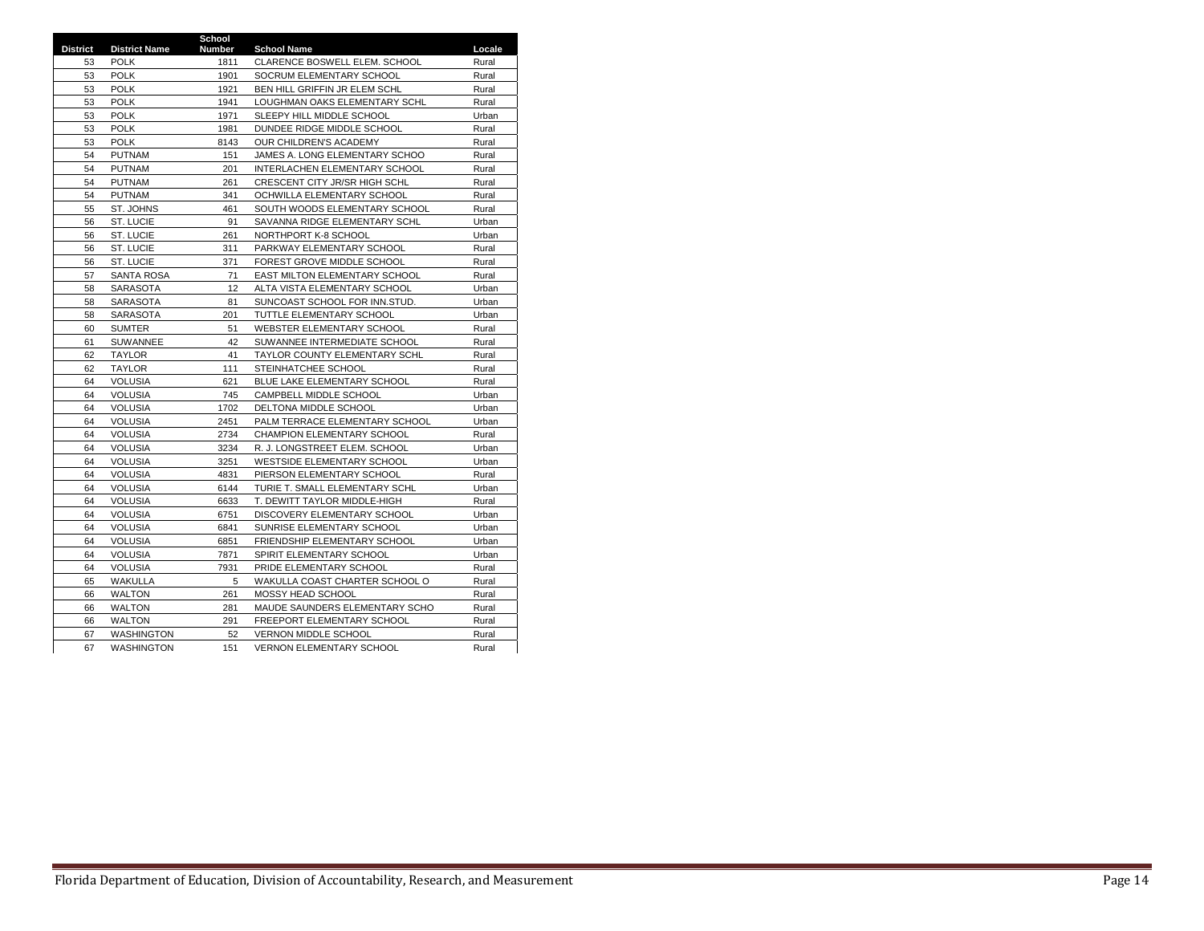| District | District Name | School Number | School Name | Locale |
|---|---|---|---|---|
| 53 | POLK | 1811 | CLARENCE BOSWELL ELEM. SCHOOL | Rural |
| 53 | POLK | 1901 | SOCRUM ELEMENTARY SCHOOL | Rural |
| 53 | POLK | 1921 | BEN HILL GRIFFIN JR ELEM SCHL | Rural |
| 53 | POLK | 1941 | LOUGHMAN OAKS ELEMENTARY SCHL | Rural |
| 53 | POLK | 1971 | SLEEPY HILL MIDDLE SCHOOL | Urban |
| 53 | POLK | 1981 | DUNDEE RIDGE MIDDLE SCHOOL | Rural |
| 53 | POLK | 8143 | OUR CHILDREN'S ACADEMY | Rural |
| 54 | PUTNAM | 151 | JAMES A. LONG ELEMENTARY SCHOO | Rural |
| 54 | PUTNAM | 201 | INTERLACHEN ELEMENTARY SCHOOL | Rural |
| 54 | PUTNAM | 261 | CRESCENT CITY JR/SR HIGH SCHL | Rural |
| 54 | PUTNAM | 341 | OCHWILLA ELEMENTARY SCHOOL | Rural |
| 55 | ST. JOHNS | 461 | SOUTH WOODS ELEMENTARY SCHOOL | Rural |
| 56 | ST. LUCIE | 91 | SAVANNA RIDGE ELEMENTARY SCHL | Urban |
| 56 | ST. LUCIE | 261 | NORTHPORT K-8 SCHOOL | Urban |
| 56 | ST. LUCIE | 311 | PARKWAY ELEMENTARY SCHOOL | Rural |
| 56 | ST. LUCIE | 371 | FOREST GROVE MIDDLE SCHOOL | Rural |
| 57 | SANTA ROSA | 71 | EAST MILTON ELEMENTARY SCHOOL | Rural |
| 58 | SARASOTA | 12 | ALTA VISTA ELEMENTARY SCHOOL | Urban |
| 58 | SARASOTA | 81 | SUNCOAST SCHOOL FOR INN.STUD. | Urban |
| 58 | SARASOTA | 201 | TUTTLE ELEMENTARY SCHOOL | Urban |
| 60 | SUMTER | 51 | WEBSTER ELEMENTARY SCHOOL | Rural |
| 61 | SUWANNEE | 42 | SUWANNEE INTERMEDIATE SCHOOL | Rural |
| 62 | TAYLOR | 41 | TAYLOR COUNTY ELEMENTARY SCHL | Rural |
| 62 | TAYLOR | 111 | STEINHATCHEE SCHOOL | Rural |
| 64 | VOLUSIA | 621 | BLUE LAKE ELEMENTARY SCHOOL | Rural |
| 64 | VOLUSIA | 745 | CAMPBELL MIDDLE SCHOOL | Urban |
| 64 | VOLUSIA | 1702 | DELTONA MIDDLE SCHOOL | Urban |
| 64 | VOLUSIA | 2451 | PALM TERRACE ELEMENTARY SCHOOL | Urban |
| 64 | VOLUSIA | 2734 | CHAMPION ELEMENTARY SCHOOL | Rural |
| 64 | VOLUSIA | 3234 | R. J. LONGSTREET ELEM. SCHOOL | Urban |
| 64 | VOLUSIA | 3251 | WESTSIDE ELEMENTARY SCHOOL | Urban |
| 64 | VOLUSIA | 4831 | PIERSON ELEMENTARY SCHOOL | Rural |
| 64 | VOLUSIA | 6144 | TURIE T. SMALL ELEMENTARY SCHL | Urban |
| 64 | VOLUSIA | 6633 | T. DEWITT TAYLOR MIDDLE-HIGH | Rural |
| 64 | VOLUSIA | 6751 | DISCOVERY ELEMENTARY SCHOOL | Urban |
| 64 | VOLUSIA | 6841 | SUNRISE ELEMENTARY SCHOOL | Urban |
| 64 | VOLUSIA | 6851 | FRIENDSHIP ELEMENTARY SCHOOL | Urban |
| 64 | VOLUSIA | 7871 | SPIRIT ELEMENTARY SCHOOL | Urban |
| 64 | VOLUSIA | 7931 | PRIDE ELEMENTARY SCHOOL | Rural |
| 65 | WAKULLA | 5 | WAKULLA COAST CHARTER SCHOOL O | Rural |
| 66 | WALTON | 261 | MOSSY HEAD SCHOOL | Rural |
| 66 | WALTON | 281 | MAUDE SAUNDERS ELEMENTARY SCHO | Rural |
| 66 | WALTON | 291 | FREEPORT ELEMENTARY SCHOOL | Rural |
| 67 | WASHINGTON | 52 | VERNON MIDDLE SCHOOL | Rural |
| 67 | WASHINGTON | 151 | VERNON ELEMENTARY SCHOOL | Rural |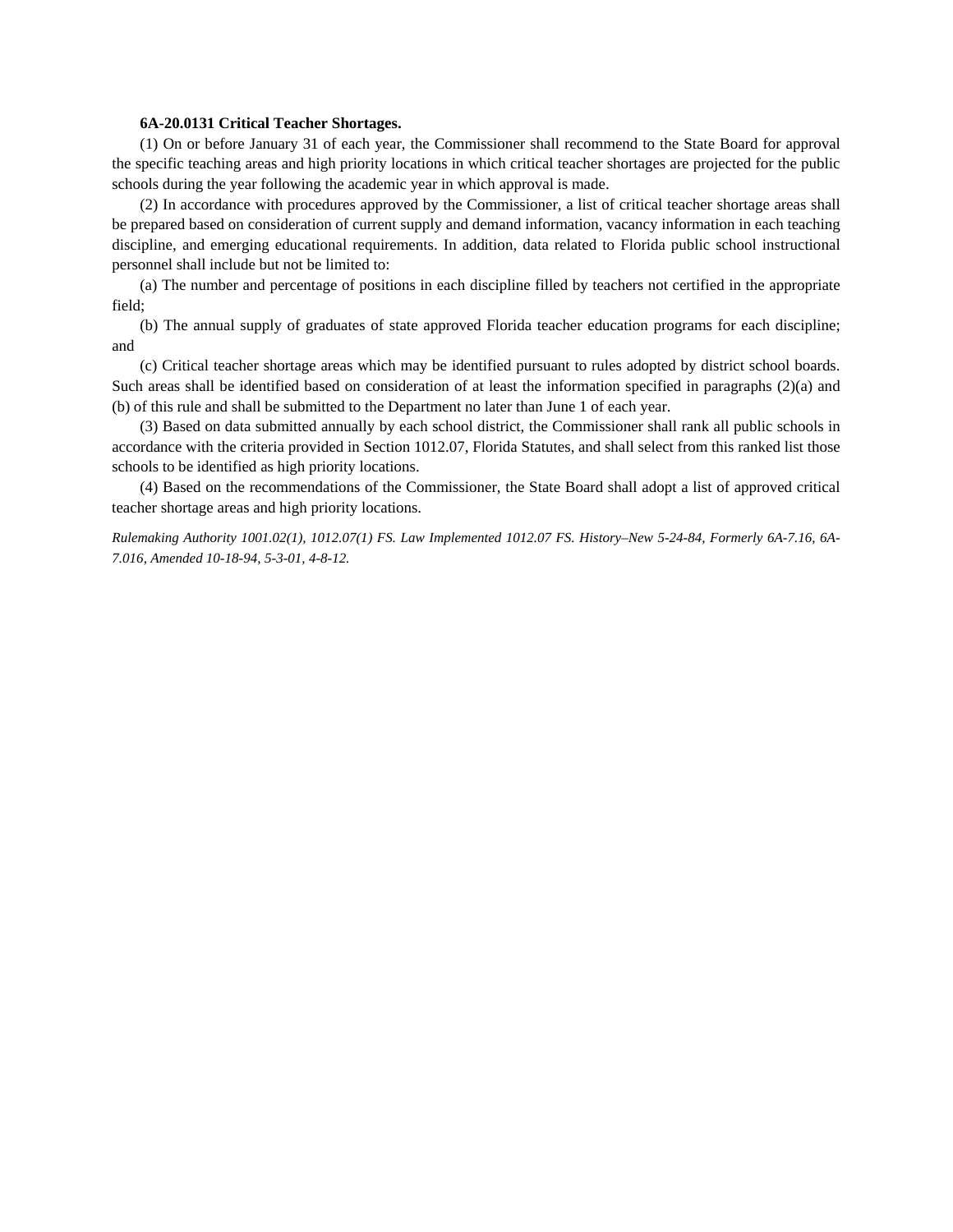**6A-20.0131 Critical Teacher Shortages.**

(1) On or before January 31 of each year, the Commissioner shall recommend to the State Board for approval the specific teaching areas and high priority locations in which critical teacher shortages are projected for the public schools during the year following the academic year in which approval is made.

(2) In accordance with procedures approved by the Commissioner, a list of critical teacher shortage areas shall be prepared based on consideration of current supply and demand information, vacancy information in each teaching discipline, and emerging educational requirements. In addition, data related to Florida public school instructional personnel shall include but not be limited to:

(a) The number and percentage of positions in each discipline filled by teachers not certified in the appropriate field;

(b) The annual supply of graduates of state approved Florida teacher education programs for each discipline; and

(c) Critical teacher shortage areas which may be identified pursuant to rules adopted by district school boards. Such areas shall be identified based on consideration of at least the information specified in paragraphs (2)(a) and (b) of this rule and shall be submitted to the Department no later than June 1 of each year.

(3) Based on data submitted annually by each school district, the Commissioner shall rank all public schools in accordance with the criteria provided in Section 1012.07, Florida Statutes, and shall select from this ranked list those schools to be identified as high priority locations.

(4) Based on the recommendations of the Commissioner, the State Board shall adopt a list of approved critical teacher shortage areas and high priority locations.

*Rulemaking Authority 1001.02(1), 1012.07(1) FS. Law Implemented 1012.07 FS. History–New 5-24-84, Formerly 6A-7.16, 6A-7.016, Amended 10-18-94, 5-3-01, 4-8-12.*